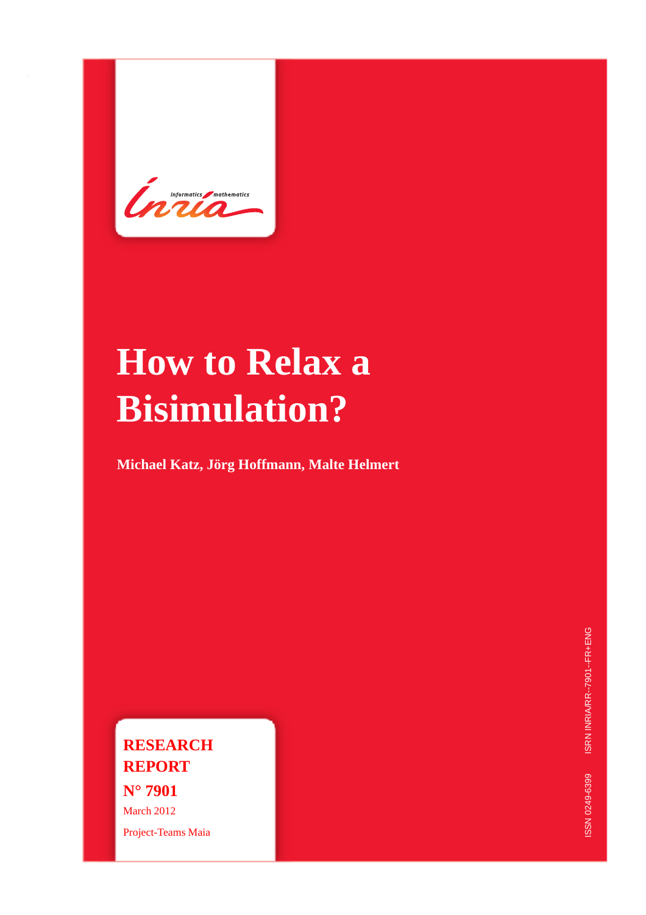# How to Relax a Bisimulation?

**Michael Katz, Jörg Hoffmann, Malte Helmert**

**RESEARCH REPORT**

**N° 7901**

March 2012

Project-Teams Maia

ISSN 0249-6399 ISRN INRIA/RR--7901--FR+ENG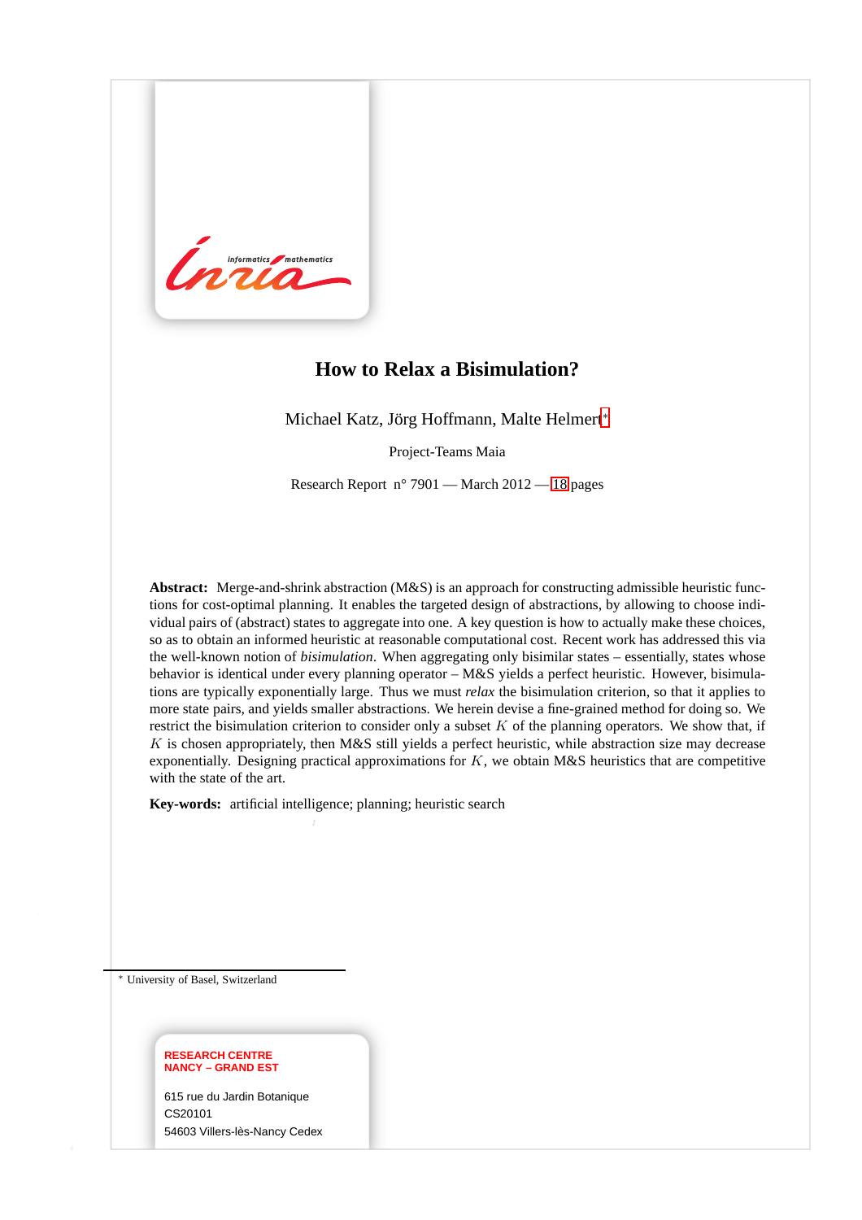# How to Relax a Bisimulation?

Michael Katz, Jörg Hoffmann, Malte Helmert[*]

Project-Teams Maia

Research Report n° 7901 — March 2012 — 18 pages

**Abstract:** Merge-and-shrink abstraction (M&S) is an approach for constructing admissible heuristic functions for cost-optimal planning. It enables the targeted design of abstractions, by allowing to choose individual pairs of (abstract) states to aggregate into one. A key question is how to actually make these choices, so as to obtain an informed heuristic at reasonable computational cost. Recent work has addressed this via the well-known notion of *bisimulation*. When aggregating only bisimilar states – essentially, states whose behavior is identical under every planning operator – M&S yields a perfect heuristic. However, bisimulations are typically exponentially large. Thus we must *relax* the bisimulation criterion, so that it applies to more state pairs, and yields smaller abstractions. We herein devise a fine-grained method for doing so. We restrict the bisimulation criterion to consider only a subset $K$ of the planning operators. We show that, if $K$ is chosen appropriately, then M&S still yields a perfect heuristic, while abstraction size may decrease exponentially. Designing practical approximations for $K$, we obtain M&S heuristics that are competitive with the state of the art.

**Key-words:** artificial intelligence; planning; heuristic search

[*] University of Basel, Switzerland

**RESEARCH CENTRE**
**NANCY – GRAND EST**

615 rue du Jardin Botanique
CS20101
54603 Villers-lès-Nancy Cedex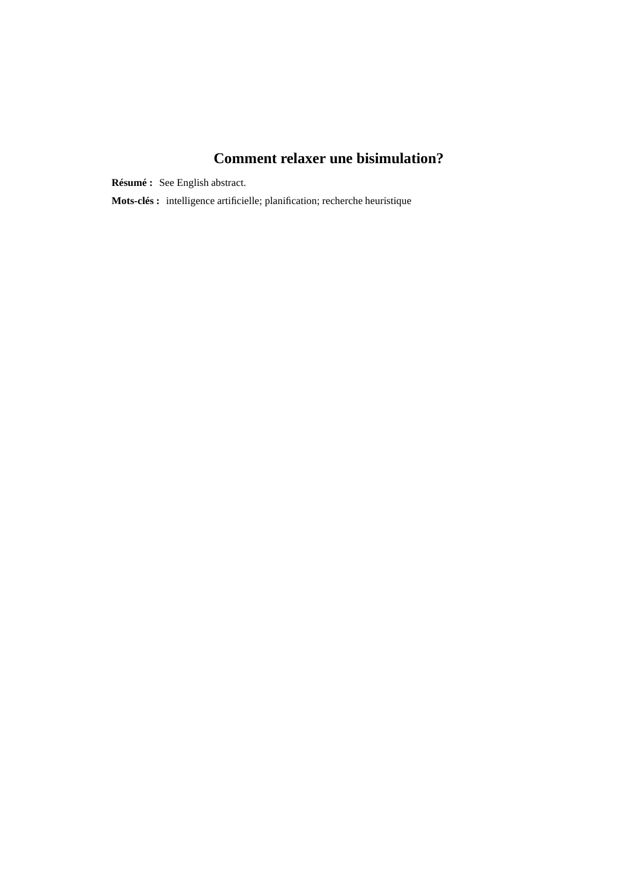# Comment relaxer une bisimulation?

**Résumé :** See English abstract.

**Mots-clés :** intelligence artificielle; planification; recherche heuristique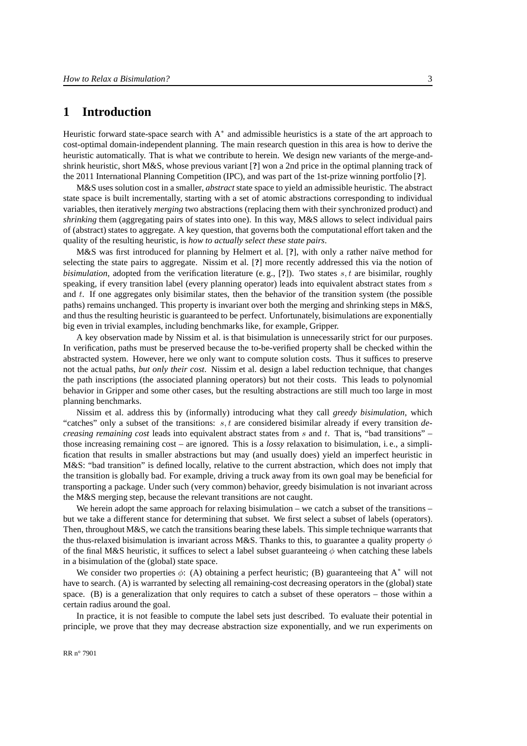# 1 Introduction

Heuristic forward state-space search with A$^*$ and admissible heuristics is a state of the art approach to cost-optimal domain-independent planning. The main research question in this area is how to derive the heuristic automatically. That is what we contribute to herein. We design new variants of the merge-and-shrink heuristic, short M&S, whose previous variant [**?**] won a 2nd price in the optimal planning track of the 2011 International Planning Competition (IPC), and was part of the 1st-prize winning portfolio [**?**].

M&S uses solution cost in a smaller, *abstract* state space to yield an admissible heuristic. The abstract state space is built incrementally, starting with a set of atomic abstractions corresponding to individual variables, then iteratively *merging* two abstractions (replacing them with their synchronized product) and *shrinking* them (aggregating pairs of states into one). In this way, M&S allows to select individual pairs of (abstract) states to aggregate. A key question, that governs both the computational effort taken and the quality of the resulting heuristic, is *how to actually select these state pairs*.

M&S was first introduced for planning by Helmert et al. [**?**], with only a rather naïve method for selecting the state pairs to aggregate. Nissim et al. [**?**] more recently addressed this via the notion of *bisimulation*, adopted from the verification literature (e. g., [**?**]). Two states $s, t$ are bisimilar, roughly speaking, if every transition label (every planning operator) leads into equivalent abstract states from $s$ and $t$. If one aggregates only bisimilar states, then the behavior of the transition system (the possible paths) remains unchanged. This property is invariant over both the merging and shrinking steps in M&S, and thus the resulting heuristic is guaranteed to be perfect. Unfortunately, bisimulations are exponentially big even in trivial examples, including benchmarks like, for example, Gripper.

A key observation made by Nissim et al. is that bisimulation is unnecessarily strict for our purposes. In verification, paths must be preserved because the to-be-verified property shall be checked within the abstracted system. However, here we only want to compute solution costs. Thus it suffices to preserve not the actual paths, *but only their cost*. Nissim et al. design a label reduction technique, that changes the path inscriptions (the associated planning operators) but not their costs. This leads to polynomial behavior in Gripper and some other cases, but the resulting abstractions are still much too large in most planning benchmarks.

Nissim et al. address this by (informally) introducing what they call *greedy bisimulation*, which "catches" only a subset of the transitions: $s, t$ are considered bisimilar if every transition *decreasing remaining cost* leads into equivalent abstract states from $s$ and $t$. That is, "bad transitions" – those increasing remaining cost – are ignored. This is a *lossy* relaxation to bisimulation, i. e., a simplification that results in smaller abstractions but may (and usually does) yield an imperfect heuristic in M&S: "bad transition" is defined locally, relative to the current abstraction, which does not imply that the transition is globally bad. For example, driving a truck away from its own goal may be beneficial for transporting a package. Under such (very common) behavior, greedy bisimulation is not invariant across the M&S merging step, because the relevant transitions are not caught.

We herein adopt the same approach for relaxing bisimulation – we catch a subset of the transitions – but we take a different stance for determining that subset. We first select a subset of labels (operators). Then, throughout M&S, we catch the transitions bearing these labels. This simple technique warrants that the thus-relaxed bisimulation is invariant across M&S. Thanks to this, to guarantee a quality property $\phi$ of the final M&S heuristic, it suffices to select a label subset guaranteeing $\phi$ when catching these labels in a bisimulation of the (global) state space.

We consider two properties $\phi$: (A) obtaining a perfect heuristic; (B) guaranteeing that A$^*$ will not have to search. (A) is warranted by selecting all remaining-cost decreasing operators in the (global) state space. (B) is a generalization that only requires to catch a subset of these operators – those within a certain radius around the goal.

In practice, it is not feasible to compute the label sets just described. To evaluate their potential in principle, we prove that they may decrease abstraction size exponentially, and we run experiments on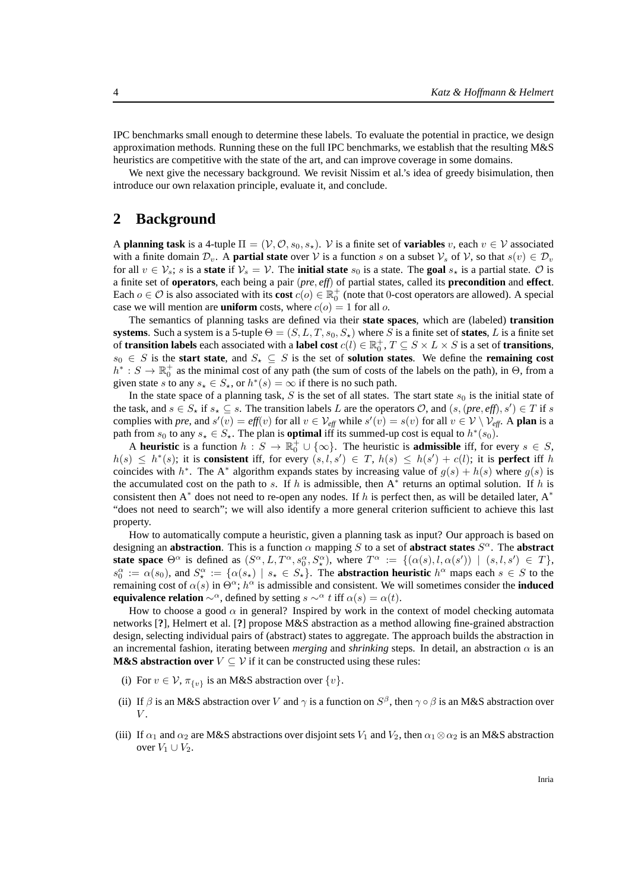IPC benchmarks small enough to determine these labels. To evaluate the potential in practice, we design approximation methods. Running these on the full IPC benchmarks, we establish that the resulting M&S heuristics are competitive with the state of the art, and can improve coverage in some domains.

We next give the necessary background. We revisit Nissim et al.'s idea of greedy bisimulation, then introduce our own relaxation principle, evaluate it, and conclude.

## 2 Background

A **planning task** is a 4-tuple $\Pi = (\mathcal{V}, \mathcal{O}, s_0, s_\star)$. $\mathcal{V}$ is a finite set of **variables** $v$, each $v \in \mathcal{V}$ associated with a finite domain $\mathcal{D}_v$. A **partial state** over $\mathcal{V}$ is a function $s$ on a subset $\mathcal{V}_s$ of $\mathcal{V}$, so that $s(v) \in \mathcal{D}_v$ for all $v \in \mathcal{V}_s$; $s$ is a **state** if $\mathcal{V}_s = \mathcal{V}$. The **initial state** $s_0$ is a state. The **goal** $s_\star$ is a partial state. $\mathcal{O}$ is a finite set of **operators**, each being a pair $(pre, eff)$ of partial states, called its **precondition** and **effect**. Each $o \in \mathcal{O}$ is also associated with its **cost** $c(o) \in \mathbb{R}^+_0$ (note that 0-cost operators are allowed). A special case we will mention are **uniform** costs, where $c(o) = 1$ for all $o$.

The semantics of planning tasks are defined via their **state spaces**, which are (labeled) **transition systems**. Such a system is a 5-tuple $\Theta = (S, L, T, s_0, S_\star)$ where $S$ is a finite set of **states**, $L$ is a finite set of **transition labels** each associated with a **label cost** $c(l) \in \mathbb{R}^+_0$, $T \subseteq S \times L \times S$ is a set of **transitions**, $s_0 \in S$ is the **start state**, and $S_\star \subseteq S$ is the set of **solution states**. We define the **remaining cost** $h^* : S \to \mathbb{R}^+_0$ as the minimal cost of any path (the sum of costs of the labels on the path), in $\Theta$, from a given state $s$ to any $s_\star \in S_\star$, or $h^*(s) = \infty$ if there is no such path.

In the state space of a planning task, $S$ is the set of all states. The start state $s_0$ is the initial state of the task, and $s \in S_\star$ if $s_\star \subseteq s$. The transition labels $L$ are the operators $\mathcal{O}$, and $(s, (pre, eff), s') \in T$ if $s$ complies with $pre$, and $s'(v) = eff(v)$ for all $v \in \mathcal{V}_{eff}$ while $s'(v) = s(v)$ for all $v \in \mathcal{V} \setminus \mathcal{V}_{eff}$. A **plan** is a path from $s_0$ to any $s_\star \in S_\star$. The plan is **optimal** iff its summed-up cost is equal to $h^*(s_0)$.

A **heuristic** is a function $h : S \to \mathbb{R}^+_0 \cup \{\infty\}$. The heuristic is **admissible** iff, for every $s \in S$, $h(s) \leq h^*(s)$; it is **consistent** iff, for every $(s, l, s') \in T$, $h(s) \leq h(s') + c(l)$; it is **perfect** iff $h$ coincides with $h^*$. The $A^*$ algorithm expands states by increasing value of $g(s) + h(s)$ where $g(s)$ is the accumulated cost on the path to $s$. If $h$ is admissible, then $A^*$ returns an optimal solution. If $h$ is consistent then $A^*$ does not need to re-open any nodes. If $h$ is perfect then, as will be detailed later, $A^*$ "does not need to search"; we will also identify a more general criterion sufficient to achieve this last property.

How to automatically compute a heuristic, given a planning task as input? Our approach is based on designing an **abstraction**. This is a function $\alpha$ mapping $S$ to a set of **abstract states** $S^\alpha$. The **abstract state space** $\Theta^\alpha$ is defined as $(S^\alpha, L, T^\alpha, s^\alpha_0, S^\alpha_\star)$, where $T^\alpha := \{(\alpha(s), l, \alpha(s')) \mid (s, l, s') \in T\}$, $s^\alpha_0 := \alpha(s_0)$, and $S^\alpha_\star := \{\alpha(s_\star) \mid s_\star \in S_\star\}$. The **abstraction heuristic** $h^\alpha$ maps each $s \in S$ to the remaining cost of $\alpha(s)$ in $\Theta^\alpha$; $h^\alpha$ is admissible and consistent. We will sometimes consider the **induced equivalence relation** $\sim^\alpha$, defined by setting $s \sim^\alpha t$ iff $\alpha(s) = \alpha(t)$.

How to choose a good $\alpha$ in general? Inspired by work in the context of model checking automata networks [?], Helmert et al. [?] propose M&S abstraction as a method allowing fine-grained abstraction design, selecting individual pairs of (abstract) states to aggregate. The approach builds the abstraction in an incremental fashion, iterating between *merging* and *shrinking* steps. In detail, an abstraction $\alpha$ is an **M&S abstraction over** $V \subseteq \mathcal{V}$ if it can be constructed using these rules:

(i) For $v \in \mathcal{V}$, $\pi_{\{v\}}$ is an M&S abstraction over $\{v\}$.

(ii) If $\beta$ is an M&S abstraction over $V$ and $\gamma$ is a function on $S^\beta$, then $\gamma \circ \beta$ is an M&S abstraction over $V$.

(iii) If $\alpha_1$ and $\alpha_2$ are M&S abstractions over disjoint sets $V_1$ and $V_2$, then $\alpha_1 \otimes \alpha_2$ is an M&S abstraction over $V_1 \cup V_2$.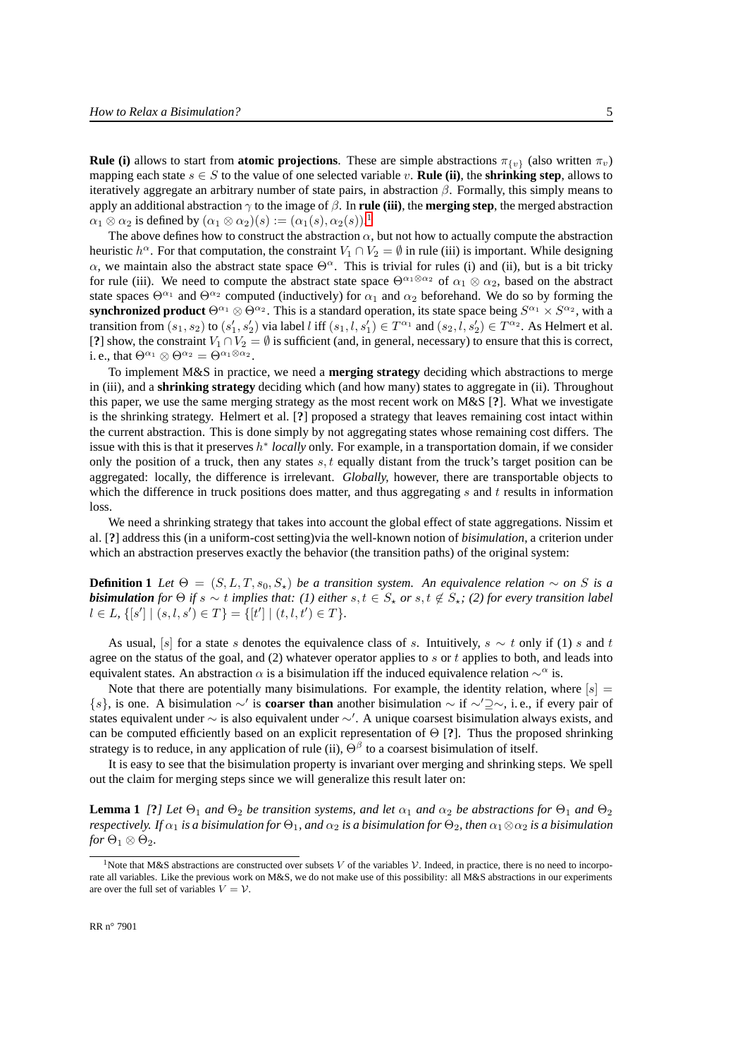**Rule (i)** allows to start from **atomic projections**. These are simple abstractions $\pi_{\{v\}}$ (also written $\pi_v$) mapping each state $s \in S$ to the value of one selected variable $v$. **Rule (ii)**, the **shrinking step**, allows to iteratively aggregate an arbitrary number of state pairs, in abstraction $\beta$. Formally, this simply means to apply an additional abstraction $\gamma$ to the image of $\beta$. In **rule (iii)**, the **merging step**, the merged abstraction $\alpha_1 \otimes \alpha_2$ is defined by $(\alpha_1 \otimes \alpha_2)(s) := (\alpha_1(s), \alpha_2(s))$.[1]

The above defines how to construct the abstraction $\alpha$, but not how to actually compute the abstraction heuristic $h^\alpha$. For that computation, the constraint $V_1 \cap V_2 = \emptyset$ in rule (iii) is important. While designing $\alpha$, we maintain also the abstract state space $\Theta^\alpha$. This is trivial for rules (i) and (ii), but is a bit tricky for rule (iii). We need to compute the abstract state space $\Theta^{\alpha_1 \otimes \alpha_2}$ of $\alpha_1 \otimes \alpha_2$, based on the abstract state spaces $\Theta^{\alpha_1}$ and $\Theta^{\alpha_2}$ computed (inductively) for $\alpha_1$ and $\alpha_2$ beforehand. We do so by forming the **synchronized product** $\Theta^{\alpha_1} \otimes \Theta^{\alpha_2}$. This is a standard operation, its state space being $S^{\alpha_1} \times S^{\alpha_2}$, with a transition from $(s_1, s_2)$ to $(s'_1, s'_2)$ via label $l$ iff $(s_1, l, s'_1) \in T^{\alpha_1}$ and $(s_2, l, s'_2) \in T^{\alpha_2}$. As Helmert et al. [**?**] show, the constraint $V_1 \cap V_2 = \emptyset$ is sufficient (and, in general, necessary) to ensure that this is correct, i. e., that $\Theta^{\alpha_1} \otimes \Theta^{\alpha_2} = \Theta^{\alpha_1 \otimes \alpha_2}$.

To implement M&S in practice, we need a **merging strategy** deciding which abstractions to merge in (iii), and a **shrinking strategy** deciding which (and how many) states to aggregate in (ii). Throughout this paper, we use the same merging strategy as the most recent work on M&S [**?**]. What we investigate is the shrinking strategy. Helmert et al. [**?**] proposed a strategy that leaves remaining cost intact within the current abstraction. This is done simply by not aggregating states whose remaining cost differs. The issue with this is that it preserves $h^*$ *locally* only. For example, in a transportation domain, if we consider only the position of a truck, then any states $s, t$ equally distant from the truck's target position can be aggregated: locally, the difference is irrelevant. *Globally*, however, there are transportable objects to which the difference in truck positions does matter, and thus aggregating $s$ and $t$ results in information loss.

We need a shrinking strategy that takes into account the global effect of state aggregations. Nissim et al. [**?**] address this (in a uniform-cost setting)via the well-known notion of *bisimulation*, a criterion under which an abstraction preserves exactly the behavior (the transition paths) of the original system:

**Definition 1** *Let $\Theta = (S, L, T, s_0, S_\star)$ be a transition system. An equivalence relation $\sim$ on $S$ is a* ***bisimulation*** *for $\Theta$ if $s \sim t$ implies that: (1) either $s, t \in S_\star$ or $s, t \notin S_\star$; (2) for every transition label $l \in L$, $\{[s'] \mid (s, l, s') \in T\} = \{[t'] \mid (t, l, t') \in T\}$.*

As usual, $[s]$ for a state $s$ denotes the equivalence class of $s$. Intuitively, $s \sim t$ only if (1) $s$ and $t$ agree on the status of the goal, and (2) whatever operator applies to $s$ or $t$ applies to both, and leads into equivalent states. An abstraction $\alpha$ is a bisimulation iff the induced equivalence relation $\sim^\alpha$ is.

Note that there are potentially many bisimulations. For example, the identity relation, where $[s] = \{s\}$, is one. A bisimulation $\sim'$ is **coarser than** another bisimulation $\sim$ if $\sim' \supseteq \sim$, i. e., if every pair of states equivalent under $\sim$ is also equivalent under $\sim'$. A unique coarsest bisimulation always exists, and can be computed efficiently based on an explicit representation of $\Theta$ [**?**]. Thus the proposed shrinking strategy is to reduce, in any application of rule (ii), $\Theta^\beta$ to a coarsest bisimulation of itself.

It is easy to see that the bisimulation property is invariant over merging and shrinking steps. We spell out the claim for merging steps since we will generalize this result later on:

**Lemma 1** *[**?**] Let $\Theta_1$ and $\Theta_2$ be transition systems, and let $\alpha_1$ and $\alpha_2$ be abstractions for $\Theta_1$ and $\Theta_2$ respectively. If $\alpha_1$ is a bisimulation for $\Theta_1$, and $\alpha_2$ is a bisimulation for $\Theta_2$, then $\alpha_1 \otimes \alpha_2$ is a bisimulation for $\Theta_1 \otimes \Theta_2$.*

---

[1] Note that M&S abstractions are constructed over subsets $V$ of the variables $\mathcal{V}$. Indeed, in practice, there is no need to incorporate all variables. Like the previous work on M&S, we do not make use of this possibility: all M&S abstractions in our experiments are over the full set of variables $V = \mathcal{V}$.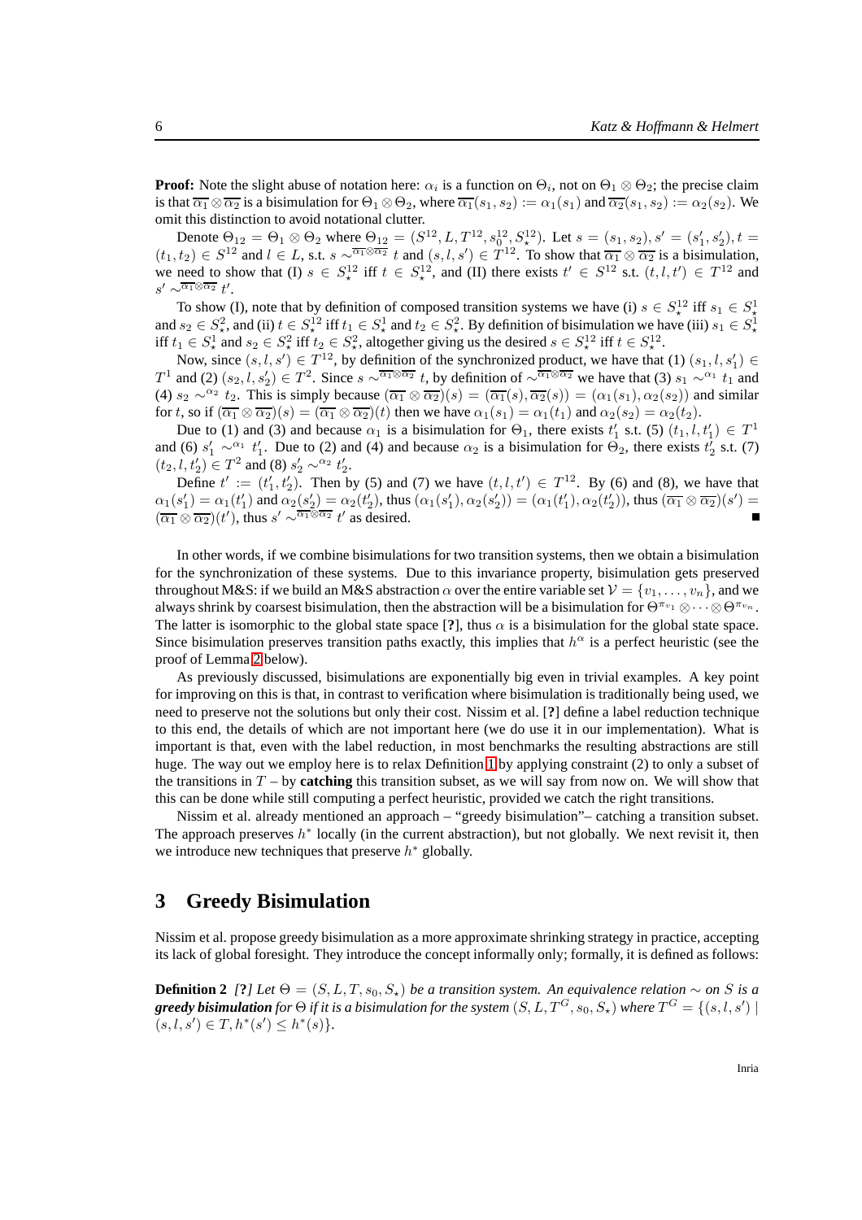**Proof:** Note the slight abuse of notation here: $\alpha_i$ is a function on $\Theta_i$, not on $\Theta_1 \otimes \Theta_2$; the precise claim is that $\overline{\alpha_1} \otimes \overline{\alpha_2}$ is a bisimulation for $\Theta_1 \otimes \Theta_2$, where $\overline{\alpha_1}(s_1, s_2) := \alpha_1(s_1)$ and $\overline{\alpha_2}(s_1, s_2) := \alpha_2(s_2)$. We omit this distinction to avoid notational clutter.

Denote $\Theta_{12} = \Theta_1 \otimes \Theta_2$ where $\Theta_{12} = (S^{12}, L, T^{12}, s_0^{12}, S_\star^{12})$. Let $s = (s_1, s_2), s' = (s'_1, s'_2), t = (t_1, t_2) \in S^{12}$ and $l \in L$, s.t. $s \sim^{\overline{\alpha_1} \otimes \overline{\alpha_2}} t$ and $(s, l, s') \in T^{12}$. To show that $\overline{\alpha_1} \otimes \overline{\alpha_2}$ is a bisimulation, we need to show that (I) $s \in S_\star^{12}$ iff $t \in S_\star^{12}$, and (II) there exists $t' \in S^{12}$ s.t. $(t, l, t') \in T^{12}$ and $s' \sim^{\overline{\alpha_1} \otimes \overline{\alpha_2}} t'$.

To show (I), note that by definition of composed transition systems we have (i) $s \in S_\star^{12}$ iff $s_1 \in S_\star^1$ and $s_2 \in S_\star^2$, and (ii) $t \in S_\star^{12}$ iff $t_1 \in S_\star^1$ and $t_2 \in S_\star^2$. By definition of bisimulation we have (iii) $s_1 \in S_\star^1$ iff $t_1 \in S_\star^1$ and $s_2 \in S_\star^2$ iff $t_2 \in S_\star^2$, altogether giving us the desired $s \in S_\star^{12}$ iff $t \in S_\star^{12}$.

Now, since $(s, l, s') \in T^{12}$, by definition of the synchronized product, we have that (1) $(s_1, l, s'_1) \in T^1$ and (2) $(s_2, l, s'_2) \in T^2$. Since $s \sim^{\overline{\alpha_1} \otimes \overline{\alpha_2}} t$, by definition of $\sim^{\overline{\alpha_1} \otimes \overline{\alpha_2}}$ we have that (3) $s_1 \sim^{\alpha_1} t_1$ and (4) $s_2 \sim^{\alpha_2} t_2$. This is simply because $(\overline{\alpha_1} \otimes \overline{\alpha_2})(s) = (\overline{\alpha_1}(s), \overline{\alpha_2}(s)) = (\alpha_1(s_1), \alpha_2(s_2))$ and similar for $t$, so if $(\overline{\alpha_1} \otimes \overline{\alpha_2})(s) = (\overline{\alpha_1} \otimes \overline{\alpha_2})(t)$ then we have $\alpha_1(s_1) = \alpha_1(t_1)$ and $\alpha_2(s_2) = \alpha_2(t_2)$.

Due to (1) and (3) and because $\alpha_1$ is a bisimulation for $\Theta_1$, there exists $t'_1$ s.t. (5) $(t_1, l, t'_1) \in T^1$ and (6) $s'_1 \sim^{\alpha_1} t'_1$. Due to (2) and (4) and because $\alpha_2$ is a bisimulation for $\Theta_2$, there exists $t'_2$ s.t. (7) $(t_2, l, t'_2) \in T^2$ and (8) $s'_2 \sim^{\alpha_2} t'_2$.

Define $t' := (t'_1, t'_2)$. Then by (5) and (7) we have $(t, l, t') \in T^{12}$. By (6) and (8), we have that $\alpha_1(s'_1) = \alpha_1(t'_1)$ and $\alpha_2(s'_2) = \alpha_2(t'_2)$, thus $(\alpha_1(s'_1), \alpha_2(s'_2)) = (\alpha_1(t'_1), \alpha_2(t'_2))$, thus $(\overline{\alpha_1} \otimes \overline{\alpha_2})(s') = (\overline{\alpha_1} \otimes \overline{\alpha_2})(t')$, thus $s' \sim^{\overline{\alpha_1} \otimes \overline{\alpha_2}} t'$ as desired. ∎

In other words, if we combine bisimulations for two transition systems, then we obtain a bisimulation for the synchronization of these systems. Due to this invariance property, bisimulation gets preserved throughout M&S: if we build an M&S abstraction $\alpha$ over the entire variable set $\mathcal{V} = \{v_1, \dots, v_n\}$, and we always shrink by coarsest bisimulation, then the abstraction will be a bisimulation for $\Theta^{\pi_{v_1}} \otimes \cdots \otimes \Theta^{\pi_{v_n}}$. The latter is isomorphic to the global state space [?], thus $\alpha$ is a bisimulation for the global state space. Since bisimulation preserves transition paths exactly, this implies that $h^\alpha$ is a perfect heuristic (see the proof of Lemma 2 below).

As previously discussed, bisimulations are exponentially big even in trivial examples. A key point for improving on this is that, in contrast to verification where bisimulation is traditionally being used, we need to preserve not the solutions but only their cost. Nissim et al. [?] define a label reduction technique to this end, the details of which are not important here (we do use it in our implementation). What is important is that, even with the label reduction, in most benchmarks the resulting abstractions are still huge. The way out we employ here is to relax Definition 1 by applying constraint (2) to only a subset of the transitions in $T$ – by **catching** this transition subset, as we will say from now on. We will show that this can be done while still computing a perfect heuristic, provided we catch the right transitions.

Nissim et al. already mentioned an approach – "greedy bisimulation"– catching a transition subset. The approach preserves $h^*$ locally (in the current abstraction), but not globally. We next revisit it, then we introduce new techniques that preserve $h^*$ globally.

## 3 Greedy Bisimulation

Nissim et al. propose greedy bisimulation as a more approximate shrinking strategy in practice, accepting its lack of global foresight. They introduce the concept informally only; formally, it is defined as follows:

**Definition 2** *[?] Let $\Theta = (S, L, T, s_0, S_\star)$ be a transition system. An equivalence relation $\sim$ on $S$ is a **greedy bisimulation** for $\Theta$ if it is a bisimulation for the system $(S, L, T^G, s_0, S_\star)$ where $T^G = \{(s, l, s') \mid (s, l, s') \in T, h^*(s') \leq h^*(s)\}$.*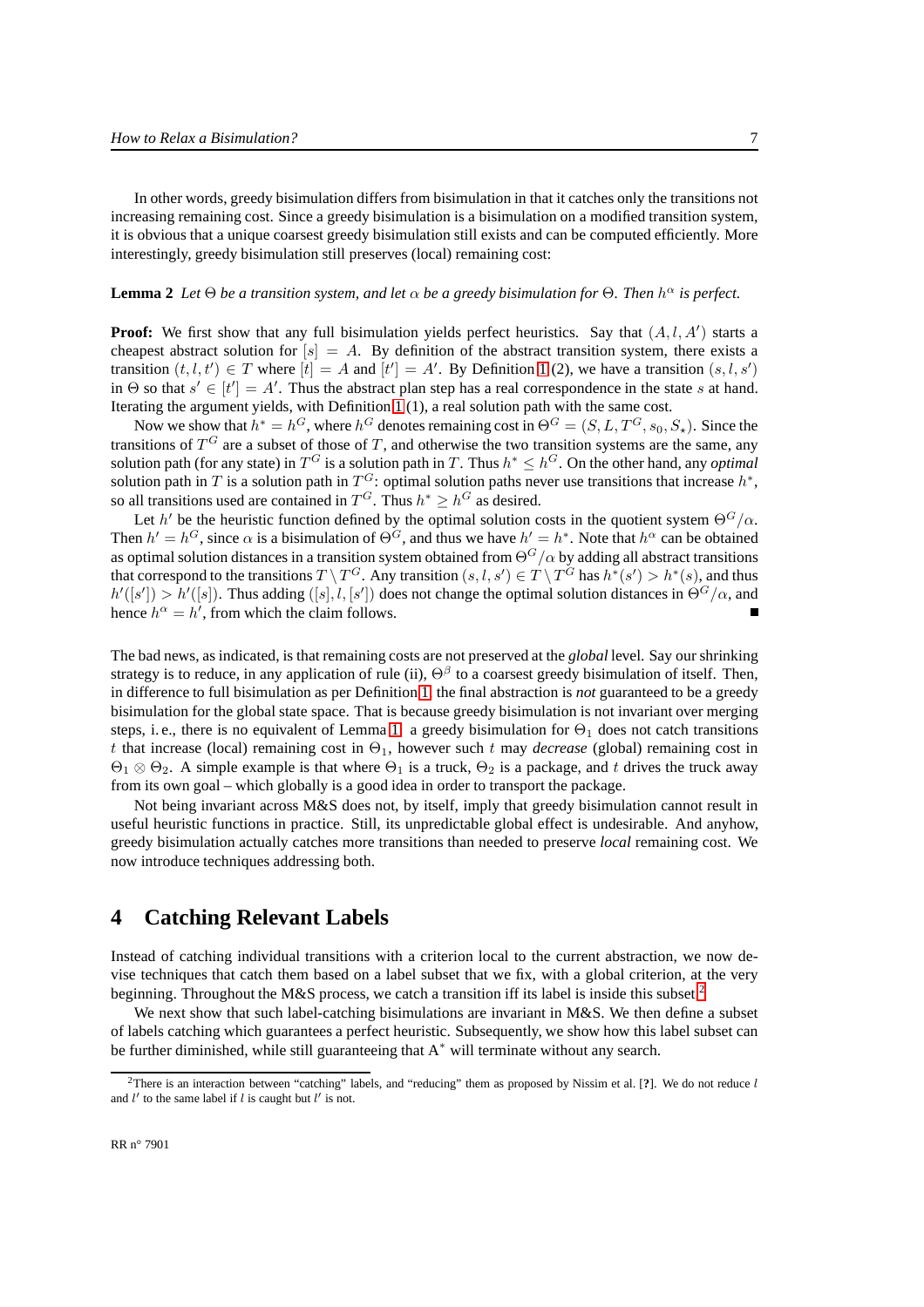In other words, greedy bisimulation differs from bisimulation in that it catches only the transitions not increasing remaining cost. Since a greedy bisimulation is a bisimulation on a modified transition system, it is obvious that a unique coarsest greedy bisimulation still exists and can be computed efficiently. More interestingly, greedy bisimulation still preserves (local) remaining cost:

**Lemma 2** *Let $\Theta$ be a transition system, and let $\alpha$ be a greedy bisimulation for $\Theta$. Then $h^\alpha$ is perfect.*

**Proof:** We first show that any full bisimulation yields perfect heuristics. Say that $(A, l, A')$ starts a cheapest abstract solution for $[s] = A$. By definition of the abstract transition system, there exists a transition $(t, l, t') \in T$ where $[t] = A$ and $[t'] = A'$. By Definition 1 (2), we have a transition $(s, l, s')$ in $\Theta$ so that $s' \in [t'] = A'$. Thus the abstract plan step has a real correspondence in the state $s$ at hand. Iterating the argument yields, with Definition 1 (1), a real solution path with the same cost.

Now we show that $h^* = h^G$, where $h^G$ denotes remaining cost in $\Theta^G = (S, L, T^G, s_0, S_\star)$. Since the transitions of $T^G$ are a subset of those of $T$, and otherwise the two transition systems are the same, any solution path (for any state) in $T^G$ is a solution path in $T$. Thus $h^* \leq h^G$. On the other hand, any *optimal* solution path in $T$ is a solution path in $T^G$: optimal solution paths never use transitions that increase $h^*$, so all transitions used are contained in $T^G$. Thus $h^* \geq h^G$ as desired.

Let $h'$ be the heuristic function defined by the optimal solution costs in the quotient system $\Theta^G/\alpha$. Then $h' = h^G$, since $\alpha$ is a bisimulation of $\Theta^G$, and thus we have $h' = h^*$. Note that $h^\alpha$ can be obtained as optimal solution distances in a transition system obtained from $\Theta^G/\alpha$ by adding all abstract transitions that correspond to the transitions $T \setminus T^G$. Any transition $(s, l, s') \in T \setminus T^G$ has $h^*(s') > h^*(s)$, and thus $h'([s']) > h'([s])$. Thus adding $([s], l, [s'])$ does not change the optimal solution distances in $\Theta^G/\alpha$, and hence $h^\alpha = h'$, from which the claim follows. ∎

The bad news, as indicated, is that remaining costs are not preserved at the *global* level. Say our shrinking strategy is to reduce, in any application of rule (ii), $\Theta^\beta$ to a coarsest greedy bisimulation of itself. Then, in difference to full bisimulation as per Definition 1, the final abstraction is *not* guaranteed to be a greedy bisimulation for the global state space. That is because greedy bisimulation is not invariant over merging steps, i. e., there is no equivalent of Lemma 1: a greedy bisimulation for $\Theta_1$ does not catch transitions $t$ that increase (local) remaining cost in $\Theta_1$, however such $t$ may *decrease* (global) remaining cost in $\Theta_1 \otimes \Theta_2$. A simple example is that where $\Theta_1$ is a truck, $\Theta_2$ is a package, and $t$ drives the truck away from its own goal – which globally is a good idea in order to transport the package.

Not being invariant across M&S does not, by itself, imply that greedy bisimulation cannot result in useful heuristic functions in practice. Still, its unpredictable global effect is undesirable. And anyhow, greedy bisimulation actually catches more transitions than needed to preserve *local* remaining cost. We now introduce techniques addressing both.

# 4 Catching Relevant Labels

Instead of catching individual transitions with a criterion local to the current abstraction, we now devise techniques that catch them based on a label subset that we fix, with a global criterion, at the very beginning. Throughout the M&S process, we catch a transition iff its label is inside this subset.[2]

We next show that such label-catching bisimulations are invariant in M&S. We then define a subset of labels catching which guarantees a perfect heuristic. Subsequently, we show how this label subset can be further diminished, while still guaranteeing that A* will terminate without any search.

[2] There is an interaction between "catching" labels, and "reducing" them as proposed by Nissim et al. [?]. We do not reduce $l$ and $l'$ to the same label if $l$ is caught but $l'$ is not.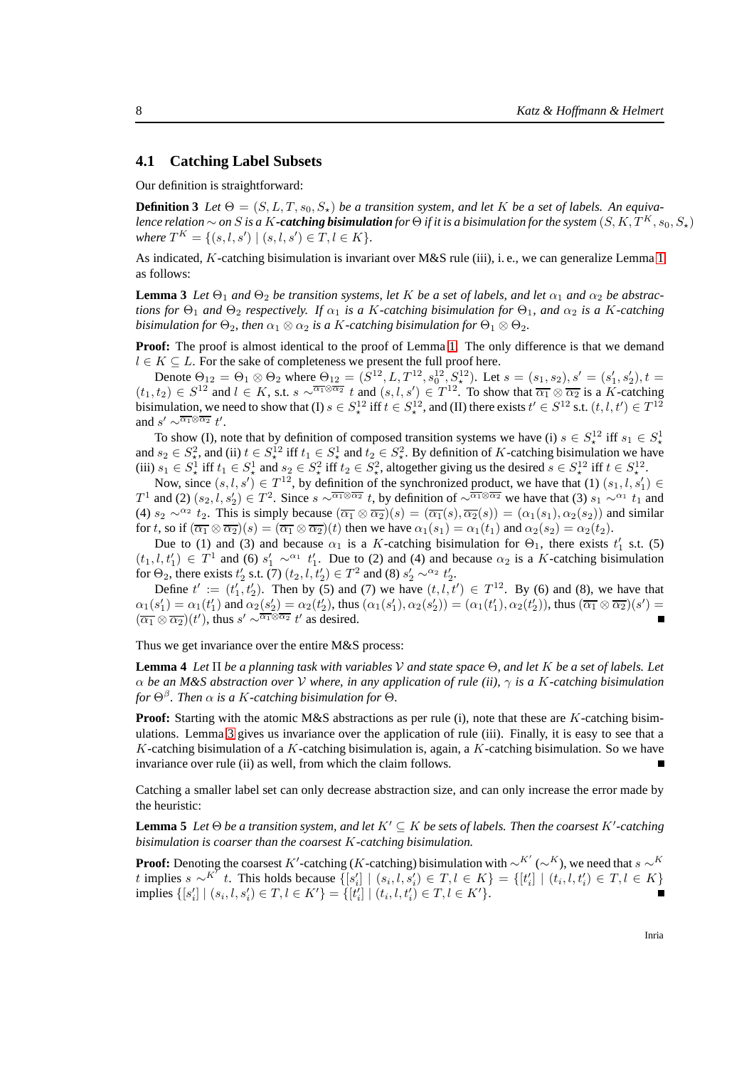### 4.1 Catching Label Subsets

Our definition is straightforward:

**Definition 3** *Let $\Theta = (S, L, T, s_0, S_\star)$ be a transition system, and let $K$ be a set of labels. An equivalence relation $\sim$ on $S$ is a $K$-**catching bisimulation** for $\Theta$ if it is a bisimulation for the system $(S, K, T^K, s_0, S_\star)$ where $T^K = \{(s, l, s') \mid (s, l, s') \in T, l \in K\}$.*

As indicated, $K$-catching bisimulation is invariant over M&S rule (iii), i. e., we can generalize Lemma 1 as follows:

**Lemma 3** *Let $\Theta_1$ and $\Theta_2$ be transition systems, let $K$ be a set of labels, and let $\alpha_1$ and $\alpha_2$ be abstractions for $\Theta_1$ and $\Theta_2$ respectively. If $\alpha_1$ is a $K$-catching bisimulation for $\Theta_1$, and $\alpha_2$ is a $K$-catching bisimulation for $\Theta_2$, then $\alpha_1 \otimes \alpha_2$ is a $K$-catching bisimulation for $\Theta_1 \otimes \Theta_2$.*

**Proof:** The proof is almost identical to the proof of Lemma 1. The only difference is that we demand $l \in K \subseteq L$. For the sake of completeness we present the full proof here.

Denote $\Theta_{12} = \Theta_1 \otimes \Theta_2$ where $\Theta_{12} = (S^{12}, L, T^{12}, s_0^{12}, S_\star^{12})$. Let $s = (s_1, s_2), s' = (s_1', s_2'), t = (t_1, t_2) \in S^{12}$ and $l \in K$, s.t. $s \sim^{\overline{\alpha_1} \otimes \overline{\alpha_2}} t$ and $(s, l, s') \in T^{12}$. To show that $\overline{\alpha_1} \otimes \overline{\alpha_2}$ is a $K$-catching bisimulation, we need to show that (I) $s \in S_\star^{12}$ iff $t \in S_\star^{12}$, and (II) there exists $t' \in S^{12}$ s.t. $(t, l, t') \in T^{12}$ and $s' \sim^{\overline{\alpha_1} \otimes \overline{\alpha_2}} t'$.

To show (I), note that by definition of composed transition systems we have (i) $s \in S_\star^{12}$ iff $s_1 \in S_\star^1$ and $s_2 \in S_\star^2$, and (ii) $t \in S_\star^{12}$ iff $t_1 \in S_\star^1$ and $t_2 \in S_\star^2$. By definition of $K$-catching bisimulation we have (iii) $s_1 \in S_\star^1$ iff $t_1 \in S_\star^1$ and $s_2 \in S_\star^2$ iff $t_2 \in S_\star^2$, altogether giving us the desired $s \in S_\star^{12}$ iff $t \in S_\star^{12}$.

Now, since $(s, l, s') \in T^{12}$, by definition of the synchronized product, we have that (1) $(s_1, l, s_1') \in T^1$ and (2) $(s_2, l, s_2') \in T^2$. Since $s \sim^{\overline{\alpha_1} \otimes \overline{\alpha_2}} t$, by definition of $\sim^{\overline{\alpha_1} \otimes \overline{\alpha_2}}$ we have that (3) $s_1 \sim^{\alpha_1} t_1$ and (4) $s_2 \sim^{\alpha_2} t_2$. This is simply because $(\overline{\alpha_1} \otimes \overline{\alpha_2})(s) = (\overline{\alpha_1}(s), \overline{\alpha_2}(s)) = (\alpha_1(s_1), \alpha_2(s_2))$ and similar for $t$, so if $(\overline{\alpha_1} \otimes \overline{\alpha_2})(s) = (\overline{\alpha_1} \otimes \overline{\alpha_2})(t)$ then we have $\alpha_1(s_1) = \alpha_1(t_1)$ and $\alpha_2(s_2) = \alpha_2(t_2)$.

Due to (1) and (3) and because $\alpha_1$ is a $K$-catching bisimulation for $\Theta_1$, there exists $t_1'$ s.t. (5) $(t_1, l, t_1') \in T^1$ and (6) $s_1' \sim^{\alpha_1} t_1'$. Due to (2) and (4) and because $\alpha_2$ is a $K$-catching bisimulation for $\Theta_2$, there exists $t_2'$ s.t. (7) $(t_2, l, t_2') \in T^2$ and (8) $s_2' \sim^{\alpha_2} t_2'$.

Define $t' := (t_1', t_2')$. Then by (5) and (7) we have $(t, l, t') \in T^{12}$. By (6) and (8), we have that $\alpha_1(s_1') = \alpha_1(t_1')$ and $\alpha_2(s_2') = \alpha_2(t_2')$, thus $(\alpha_1(s_1'), \alpha_2(s_2')) = (\alpha_1(t_1'), \alpha_2(t_2'))$, thus $(\overline{\alpha_1} \otimes \overline{\alpha_2})(s') = (\overline{\alpha_1} \otimes \overline{\alpha_2})(t')$, thus $s' \sim^{\overline{\alpha_1} \otimes \overline{\alpha_2}} t'$ as desired. ∎

Thus we get invariance over the entire M&S process:

**Lemma 4** *Let $\Pi$ be a planning task with variables $\mathcal{V}$ and state space $\Theta$, and let $K$ be a set of labels. Let $\alpha$ be an M&S abstraction over $\mathcal{V}$ where, in any application of rule (ii), $\gamma$ is a $K$-catching bisimulation for $\Theta^\beta$. Then $\alpha$ is a $K$-catching bisimulation for $\Theta$.*

**Proof:** Starting with the atomic M&S abstractions as per rule (i), note that these are $K$-catching bisimulations. Lemma 3 gives us invariance over the application of rule (iii). Finally, it is easy to see that a $K$-catching bisimulation of a $K$-catching bisimulation is, again, a $K$-catching bisimulation. So we have invariance over rule (ii) as well, from which the claim follows. ∎

Catching a smaller label set can only decrease abstraction size, and can only increase the error made by the heuristic:

**Lemma 5** *Let $\Theta$ be a transition system, and let $K' \subseteq K$ be sets of labels. Then the coarsest $K'$-catching bisimulation is coarser than the coarsest $K$-catching bisimulation.*

**Proof:** Denoting the coarsest $K'$-catching ($K$-catching) bisimulation with $\sim^{K'}$ ($\sim^K$), we need that $s \sim^K t$ implies $s \sim^{K'} t$. This holds because $\{[s_i'] \mid (s_i, l, s_i') \in T, l \in K\} = \{[t_i'] \mid (t_i, l, t_i') \in T, l \in K\}$ implies $\{[s_i'] \mid (s_i, l, s_i') \in T, l \in K'\} = \{[t_i'] \mid (t_i, l, t_i') \in T, l \in K'\}$. ∎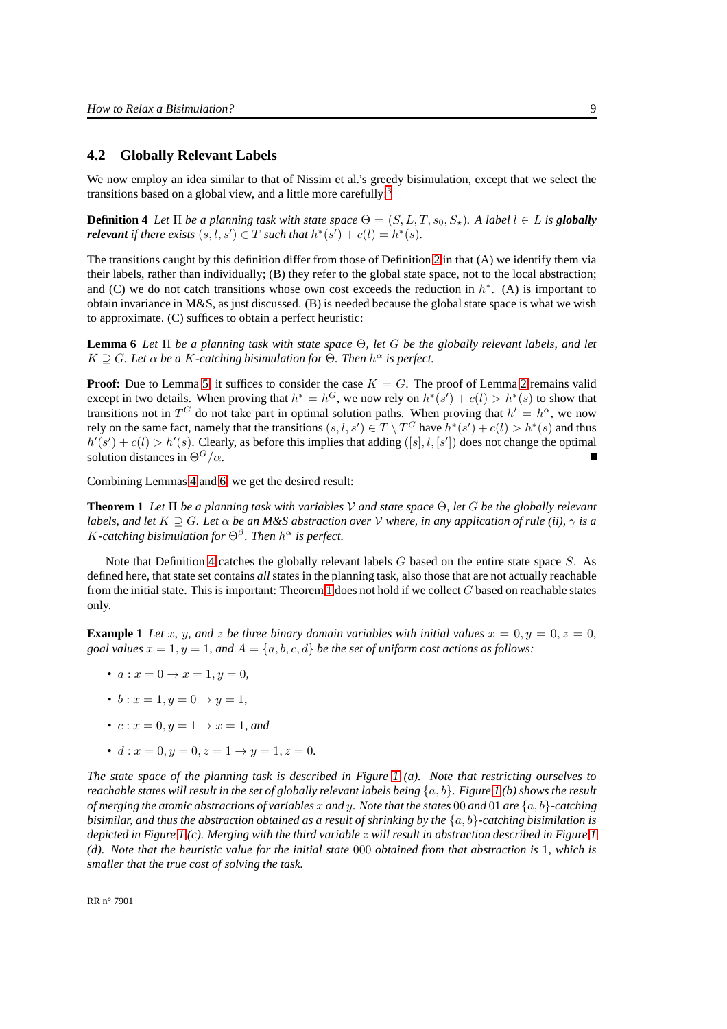## 4.2 Globally Relevant Labels

We now employ an idea similar to that of Nissim et al.'s greedy bisimulation, except that we select the transitions based on a global view, and a little more carefully:[3]

**Definition 4** *Let $\Pi$ be a planning task with state space $\Theta = (S, L, T, s_0, S_\star)$. A label $l \in L$ is* ***globally relevant*** *if there exists $(s, l, s') \in T$ such that $h^*(s') + c(l) = h^*(s)$.*

The transitions caught by this definition differ from those of Definition 2 in that (A) we identify them via their labels, rather than individually; (B) they refer to the global state space, not to the local abstraction; and (C) we do not catch transitions whose own cost exceeds the reduction in $h^*$. (A) is important to obtain invariance in M&S, as just discussed. (B) is needed because the global state space is what we wish to approximate. (C) suffices to obtain a perfect heuristic:

**Lemma 6** *Let $\Pi$ be a planning task with state space $\Theta$, let $G$ be the globally relevant labels, and let $K \supseteq G$. Let $\alpha$ be a $K$-catching bisimulation for $\Theta$. Then $h^\alpha$ is perfect.*

**Proof:** Due to Lemma 5, it suffices to consider the case $K = G$. The proof of Lemma 2 remains valid except in two details. When proving that $h^* = h^G$, we now rely on $h^*(s') + c(l) > h^*(s)$ to show that transitions not in $T^G$ do not take part in optimal solution paths. When proving that $h' = h^\alpha$, we now rely on the same fact, namely that the transitions $(s, l, s') \in T \setminus T^G$ have $h^*(s') + c(l) > h^*(s)$ and thus $h'(s') + c(l) > h'(s)$. Clearly, as before this implies that adding $([s], l, [s'])$ does not change the optimal solution distances in $\Theta^G/\alpha$. ∎

Combining Lemmas 4 and 6, we get the desired result:

**Theorem 1** *Let $\Pi$ be a planning task with variables $\mathcal{V}$ and state space $\Theta$, let $G$ be the globally relevant labels, and let $K \supseteq G$. Let $\alpha$ be an M&S abstraction over $\mathcal{V}$ where, in any application of rule (ii), $\gamma$ is a $K$-catching bisimulation for $\Theta^\beta$. Then $h^\alpha$ is perfect.*

Note that Definition 4 catches the globally relevant labels $G$ based on the entire state space $S$. As defined here, that state set contains *all* states in the planning task, also those that are not actually reachable from the initial state. This is important: Theorem 1 does not hold if we collect $G$ based on reachable states only.

**Example 1** *Let $x$, $y$, and $z$ be three binary domain variables with initial values $x = 0, y = 0, z = 0$, goal values $x = 1, y = 1$, and $A = \{a, b, c, d\}$ be the set of uniform cost actions as follows:*

- $a : x = 0 \rightarrow x = 1, y = 0,$
- $b : x = 1, y = 0 \rightarrow y = 1,$
- $c : x = 0, y = 1 \rightarrow x = 1,$ *and*
- $d : x = 0, y = 0, z = 1 \rightarrow y = 1, z = 0.$

*The state space of the planning task is described in Figure 1 (a). Note that restricting ourselves to reachable states will result in the set of globally relevant labels being $\{a, b\}$. Figure 1 (b) shows the result of merging the atomic abstractions of variables $x$ and $y$. Note that the states $00$ and $01$ are $\{a, b\}$-catching bisimilar, and thus the abstraction obtained as a result of shrinking by the $\{a, b\}$-catching bisimulation is depicted in Figure 1 (c). Merging with the third variable $z$ will result in abstraction described in Figure 1 (d). Note that the heuristic value for the initial state $000$ obtained from that abstraction is $1$, which is smaller that the true cost of solving the task.*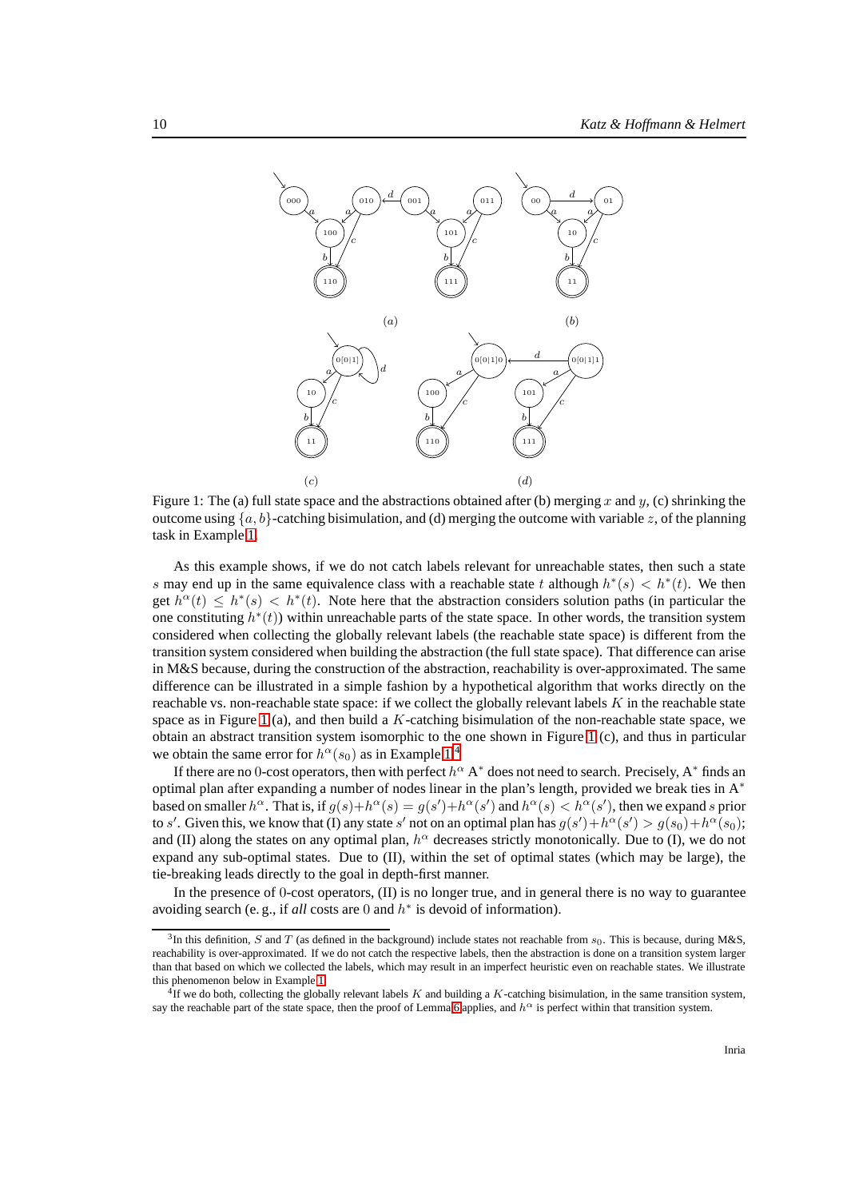Figure 1: The (a) full state space and the abstractions obtained after (b) merging $x$ and $y$, (c) shrinking the outcome using $\{a, b\}$-catching bisimulation, and (d) merging the outcome with variable $z$, of the planning task in Example 1.

As this example shows, if we do not catch labels relevant for unreachable states, then such a state $s$ may end up in the same equivalence class with a reachable state $t$ although $h^*(s) < h^*(t)$. We then get $h^\alpha(t) \leq h^*(s) < h^*(t)$. Note here that the abstraction considers solution paths (in particular the one constituting $h^*(t)$) within unreachable parts of the state space. In other words, the transition system considered when collecting the globally relevant labels (the reachable state space) is different from the transition system considered when building the abstraction (the full state space). That difference can arise in M&S because, during the construction of the abstraction, reachability is over-approximated. The same difference can be illustrated in a simple fashion by a hypothetical algorithm that works directly on the reachable vs. non-reachable state space: if we collect the globally relevant labels $K$ in the reachable state space as in Figure 1 (a), and then build a $K$-catching bisimulation of the non-reachable state space, we obtain an abstract transition system isomorphic to the one shown in Figure 1 (c), and thus in particular we obtain the same error for $h^\alpha(s_0)$ as in Example 1.[4]

If there are no 0-cost operators, then with perfect $h^\alpha$ A$^*$ does not need to search. Precisely, A$^*$ finds an optimal plan after expanding a number of nodes linear in the plan's length, provided we break ties in A$^*$ based on smaller $h^\alpha$. That is, if $g(s)+h^\alpha(s) = g(s')+h^\alpha(s')$ and $h^\alpha(s) < h^\alpha(s')$, then we expand $s$ prior to $s'$. Given this, we know that (I) any state $s'$ not on an optimal plan has $g(s')+h^\alpha(s') > g(s_0)+h^\alpha(s_0)$; and (II) along the states on any optimal plan, $h^\alpha$ decreases strictly monotonically. Due to (I), we do not expand any sub-optimal states. Due to (II), within the set of optimal states (which may be large), the tie-breaking leads directly to the goal in depth-first manner.

In the presence of 0-cost operators, (II) is no longer true, and in general there is no way to guarantee avoiding search (e. g., if *all* costs are 0 and $h^*$ is devoid of information).

---

[3] In this definition, $S$ and $T$ (as defined in the background) include states not reachable from $s_0$. This is because, during M&S, reachability is over-approximated. If we do not catch the respective labels, then the abstraction is done on a transition system larger than that based on which we collected the labels, which may result in an imperfect heuristic even on reachable states. We illustrate this phenomenon below in Example 1.

[4] If we do both, collecting the globally relevant labels $K$ and building a $K$-catching bisimulation, in the same transition system, say the reachable part of the state space, then the proof of Lemma 6 applies, and $h^\alpha$ is perfect within that transition system.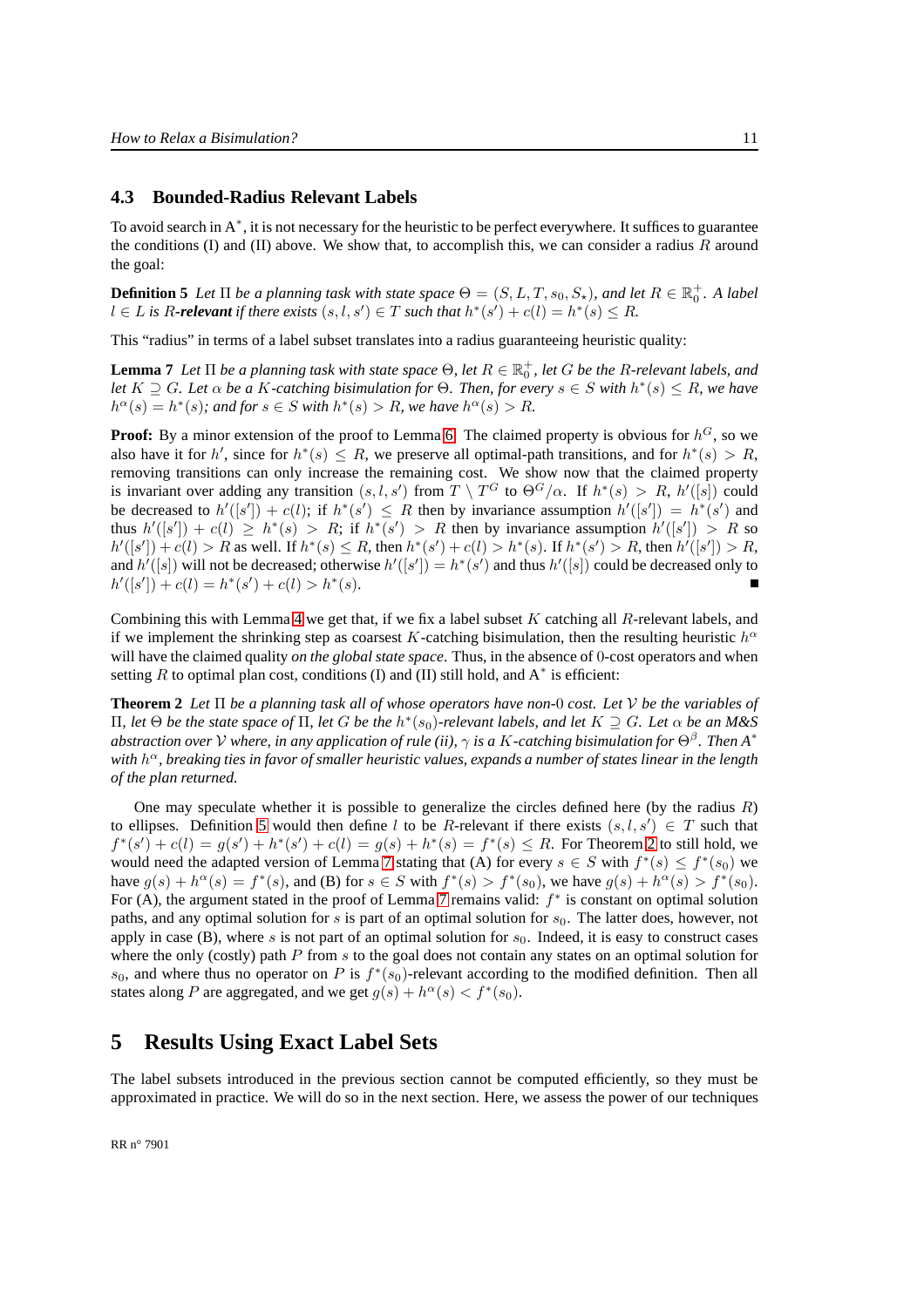### 4.3 Bounded-Radius Relevant Labels

To avoid search in A$^*$, it is not necessary for the heuristic to be perfect everywhere. It suffices to guarantee the conditions (I) and (II) above. We show that, to accomplish this, we can consider a radius $R$ around the goal:

**Definition 5** *Let $\Pi$ be a planning task with state space $\Theta = (S, L, T, s_0, S_\star)$, and let $R \in \mathbb{R}^+_0$. A label $l \in L$ is $R$-**relevant** if there exists $(s, l, s') \in T$ such that $h^*(s') + c(l) = h^*(s) \leq R$.*

This "radius" in terms of a label subset translates into a radius guaranteeing heuristic quality:

**Lemma 7** *Let $\Pi$ be a planning task with state space $\Theta$, let $R \in \mathbb{R}^+_0$, let $G$ be the $R$-relevant labels, and let $K \supseteq G$. Let $\alpha$ be a $K$-catching bisimulation for $\Theta$. Then, for every $s \in S$ with $h^*(s) \leq R$, we have $h^\alpha(s) = h^*(s)$; and for $s \in S$ with $h^*(s) > R$, we have $h^\alpha(s) > R$.*

**Proof:** By a minor extension of the proof to Lemma 6. The claimed property is obvious for $h^G$, so we also have it for $h'$, since for $h^*(s) \leq R$, we preserve all optimal-path transitions, and for $h^*(s) > R$, removing transitions can only increase the remaining cost. We show now that the claimed property is invariant over adding any transition $(s, l, s')$ from $T \setminus T^G$ to $\Theta^G/\alpha$. If $h^*(s) > R$, $h'([s])$ could be decreased to $h'([s']) + c(l)$; if $h^*(s') \leq R$ then by invariance assumption $h'([s']) = h^*(s')$ and thus $h'([s']) + c(l) \geq h^*(s) > R$; if $h^*(s') > R$ then by invariance assumption $h'([s']) > R$ so $h'([s']) + c(l) > R$ as well. If $h^*(s) \leq R$, then $h^*(s') + c(l) > h^*(s)$. If $h^*(s') > R$, then $h'([s']) > R$, and $h'([s])$ will not be decreased; otherwise $h'([s']) = h^*(s')$ and thus $h'([s])$ could be decreased only to $h'([s']) + c(l) = h^*(s') + c(l) > h^*(s)$. ∎

Combining this with Lemma 4 we get that, if we fix a label subset $K$ catching all $R$-relevant labels, and if we implement the shrinking step as coarsest $K$-catching bisimulation, then the resulting heuristic $h^\alpha$ will have the claimed quality *on the global state space*. Thus, in the absence of 0-cost operators and when setting $R$ to optimal plan cost, conditions (I) and (II) still hold, and A$^*$ is efficient:

**Theorem 2** *Let $\Pi$ be a planning task all of whose operators have non-0 cost. Let $\mathcal{V}$ be the variables of $\Pi$, let $\Theta$ be the state space of $\Pi$, let $G$ be the $h^*(s_0)$-relevant labels, and let $K \supseteq G$. Let $\alpha$ be an M&S abstraction over $\mathcal{V}$ where, in any application of rule (ii), $\gamma$ is a $K$-catching bisimulation for $\Theta^\beta$. Then A$^*$ with $h^\alpha$, breaking ties in favor of smaller heuristic values, expands a number of states linear in the length of the plan returned.*

One may speculate whether it is possible to generalize the circles defined here (by the radius $R$) to ellipses. Definition 5 would then define $l$ to be $R$-relevant if there exists $(s, l, s') \in T$ such that $f^*(s') + c(l) = g(s') + h^*(s') + c(l) = g(s) + h^*(s) = f^*(s) \leq R$. For Theorem 2 to still hold, we would need the adapted version of Lemma 7 stating that (A) for every $s \in S$ with $f^*(s) \leq f^*(s_0)$ we have $g(s) + h^\alpha(s) = f^*(s)$, and (B) for $s \in S$ with $f^*(s) > f^*(s_0)$, we have $g(s) + h^\alpha(s) > f^*(s_0)$. For (A), the argument stated in the proof of Lemma 7 remains valid: $f^*$ is constant on optimal solution paths, and any optimal solution for $s$ is part of an optimal solution for $s_0$. The latter does, however, not apply in case (B), where $s$ is not part of an optimal solution for $s_0$. Indeed, it is easy to construct cases where the only (costly) path $P$ from $s$ to the goal does not contain any states on an optimal solution for $s_0$, and where thus no operator on $P$ is $f^*(s_0)$-relevant according to the modified definition. Then all states along $P$ are aggregated, and we get $g(s) + h^\alpha(s) < f^*(s_0)$.

## 5 Results Using Exact Label Sets

The label subsets introduced in the previous section cannot be computed efficiently, so they must be approximated in practice. We will do so in the next section. Here, we assess the power of our techniques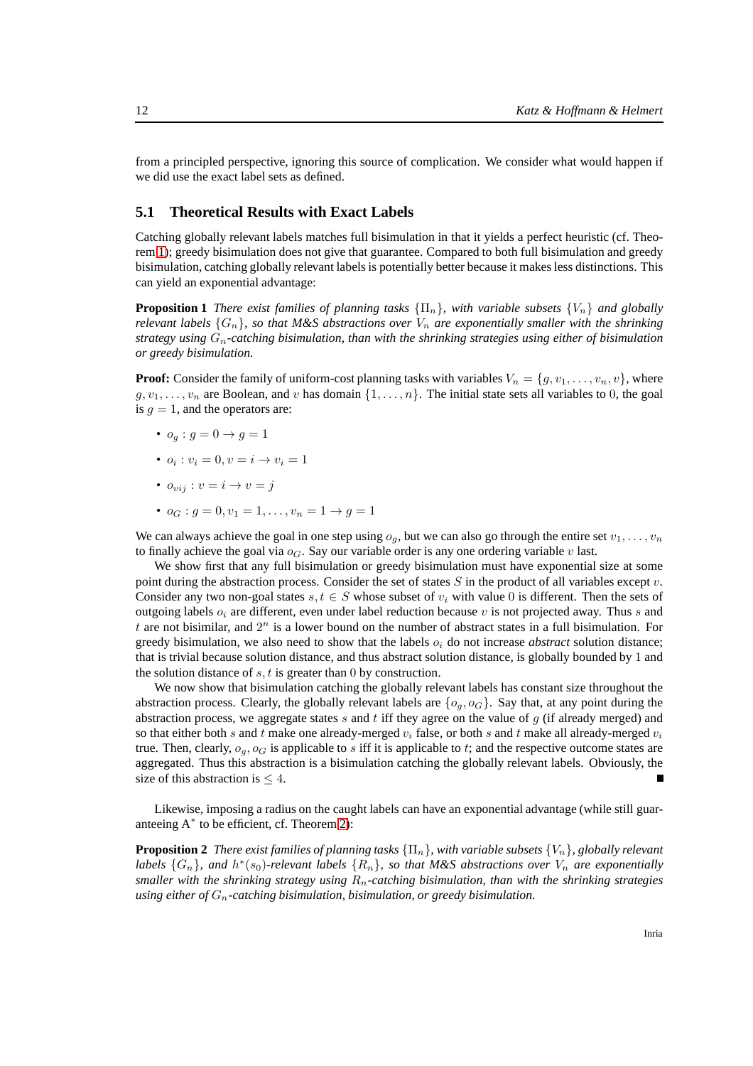from a principled perspective, ignoring this source of complication. We consider what would happen if we did use the exact label sets as defined.

## 5.1 Theoretical Results with Exact Labels

Catching globally relevant labels matches full bisimulation in that it yields a perfect heuristic (cf. Theorem 1); greedy bisimulation does not give that guarantee. Compared to both full bisimulation and greedy bisimulation, catching globally relevant labels is potentially better because it makes less distinctions. This can yield an exponential advantage:

**Proposition 1** *There exist families of planning tasks $\{\Pi_n\}$, with variable subsets $\{V_n\}$ and globally relevant labels $\{G_n\}$, so that M&S abstractions over $V_n$ are exponentially smaller with the shrinking strategy using $G_n$-catching bisimulation, than with the shrinking strategies using either of bisimulation or greedy bisimulation.*

**Proof:** Consider the family of uniform-cost planning tasks with variables $V_n = \{g, v_1, \ldots, v_n, v\}$, where $g, v_1, \ldots, v_n$ are Boolean, and $v$ has domain $\{1, \ldots, n\}$. The initial state sets all variables to $0$, the goal is $g = 1$, and the operators are:

- $o_g : g = 0 \rightarrow g = 1$
- $o_i : v_i = 0, v = i \rightarrow v_i = 1$
- $o_{vij} : v = i \rightarrow v = j$
- $o_G : g = 0, v_1 = 1, \ldots, v_n = 1 \rightarrow g = 1$

We can always achieve the goal in one step using $o_g$, but we can also go through the entire set $v_1, \ldots, v_n$ to finally achieve the goal via $o_G$. Say our variable order is any one ordering variable $v$ last.

We show first that any full bisimulation or greedy bisimulation must have exponential size at some point during the abstraction process. Consider the set of states $S$ in the product of all variables except $v$. Consider any two non-goal states $s, t \in S$ whose subset of $v_i$ with value $0$ is different. Then the sets of outgoing labels $o_i$ are different, even under label reduction because $v$ is not projected away. Thus $s$ and $t$ are not bisimilar, and $2^n$ is a lower bound on the number of abstract states in a full bisimulation. For greedy bisimulation, we also need to show that the labels $o_i$ do not increase *abstract* solution distance; that is trivial because solution distance, and thus abstract solution distance, is globally bounded by $1$ and the solution distance of $s, t$ is greater than $0$ by construction.

We now show that bisimulation catching the globally relevant labels has constant size throughout the abstraction process. Clearly, the globally relevant labels are $\{o_g, o_G\}$. Say that, at any point during the abstraction process, we aggregate states $s$ and $t$ iff they agree on the value of $g$ (if already merged) and so that either both $s$ and $t$ make one already-merged $v_i$ false, or both $s$ and $t$ make all already-merged $v_i$ true. Then, clearly, $o_g, o_G$ is applicable to $s$ iff it is applicable to $t$; and the respective outcome states are aggregated. Thus this abstraction is a bisimulation catching the globally relevant labels. Obviously, the size of this abstraction is $\leq 4$. ■

Likewise, imposing a radius on the caught labels can have an exponential advantage (while still guaranteeing A* to be efficient, cf. Theorem 2):

**Proposition 2** *There exist families of planning tasks $\{\Pi_n\}$, with variable subsets $\{V_n\}$, globally relevant labels $\{G_n\}$, and $h^*(s_0)$-relevant labels $\{R_n\}$, so that M&S abstractions over $V_n$ are exponentially smaller with the shrinking strategy using $R_n$-catching bisimulation, than with the shrinking strategies using either of $G_n$-catching bisimulation, bisimulation, or greedy bisimulation.*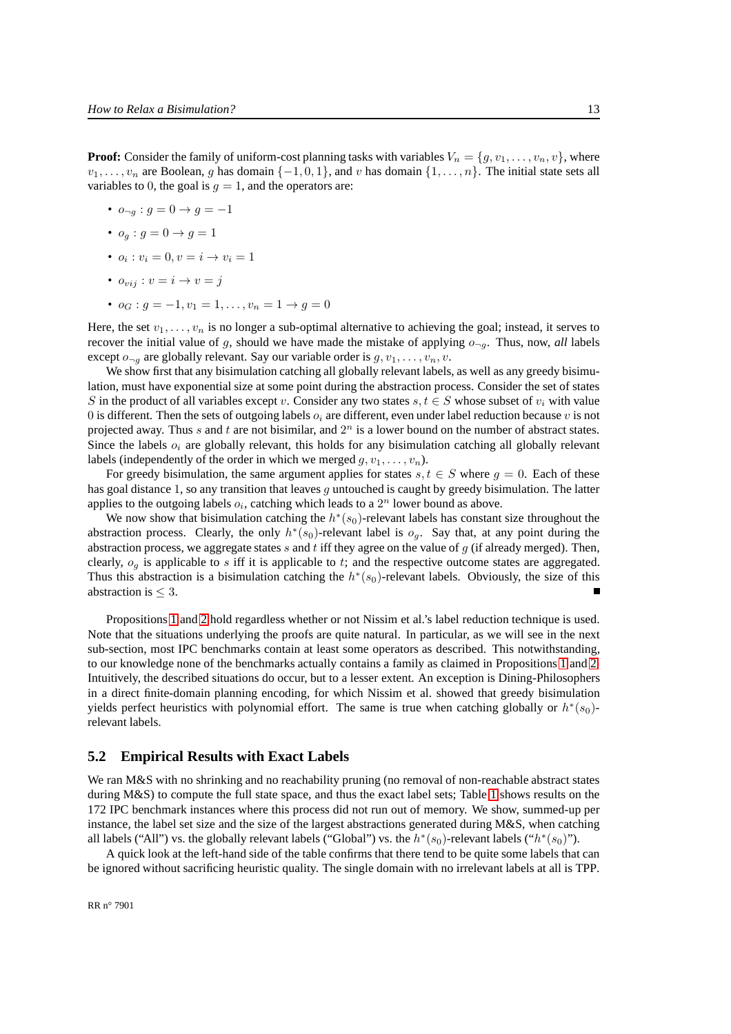**Proof:** Consider the family of uniform-cost planning tasks with variables $V_n = \{g, v_1, \dots, v_n, v\}$, where $v_1, \dots, v_n$ are Boolean, $g$ has domain $\{-1, 0, 1\}$, and $v$ has domain $\{1, \dots, n\}$. The initial state sets all variables to 0, the goal is $g = 1$, and the operators are:

- $o_{\neg g} : g = 0 \rightarrow g = -1$
- $o_g : g = 0 \rightarrow g = 1$
- $o_i : v_i = 0, v = i \rightarrow v_i = 1$
- $o_{vij} : v = i \rightarrow v = j$
- $o_G : g = -1, v_1 = 1, \dots, v_n = 1 \rightarrow g = 0$

Here, the set $v_1, \dots, v_n$ is no longer a sub-optimal alternative to achieving the goal; instead, it serves to recover the initial value of $g$, should we have made the mistake of applying $o_{\neg g}$. Thus, now, *all* labels except $o_{\neg g}$ are globally relevant. Say our variable order is $g, v_1, \dots, v_n, v$.

We show first that any bisimulation catching all globally relevant labels, as well as any greedy bisimulation, must have exponential size at some point during the abstraction process. Consider the set of states $S$ in the product of all variables except $v$. Consider any two states $s, t \in S$ whose subset of $v_i$ with value 0 is different. Then the sets of outgoing labels $o_i$ are different, even under label reduction because $v$ is not projected away. Thus $s$ and $t$ are not bisimilar, and $2^n$ is a lower bound on the number of abstract states. Since the labels $o_i$ are globally relevant, this holds for any bisimulation catching all globally relevant labels (independently of the order in which we merged $g, v_1, \dots, v_n$).

For greedy bisimulation, the same argument applies for states $s, t \in S$ where $g = 0$. Each of these has goal distance 1, so any transition that leaves $g$ untouched is caught by greedy bisimulation. The latter applies to the outgoing labels $o_i$, catching which leads to a $2^n$ lower bound as above.

We now show that bisimulation catching the $h^*(s_0)$-relevant labels has constant size throughout the abstraction process. Clearly, the only $h^*(s_0)$-relevant label is $o_g$. Say that, at any point during the abstraction process, we aggregate states $s$ and $t$ iff they agree on the value of $g$ (if already merged). Then, clearly, $o_g$ is applicable to $s$ iff it is applicable to $t$; and the respective outcome states are aggregated. Thus this abstraction is a bisimulation catching the $h^*(s_0)$-relevant labels. Obviously, the size of this abstraction is $\leq 3$. ∎

Propositions 1 and 2 hold regardless whether or not Nissim et al.'s label reduction technique is used. Note that the situations underlying the proofs are quite natural. In particular, as we will see in the next sub-section, most IPC benchmarks contain at least some operators as described. This notwithstanding, to our knowledge none of the benchmarks actually contains a family as claimed in Propositions 1 and 2. Intuitively, the described situations do occur, but to a lesser extent. An exception is Dining-Philosophers in a direct finite-domain planning encoding, for which Nissim et al. showed that greedy bisimulation yields perfect heuristics with polynomial effort. The same is true when catching globally or $h^*(s_0)$-relevant labels.

## 5.2 Empirical Results with Exact Labels

We ran M&S with no shrinking and no reachability pruning (no removal of non-reachable abstract states during M&S) to compute the full state space, and thus the exact label sets; Table 1 shows results on the 172 IPC benchmark instances where this process did not run out of memory. We show, summed-up per instance, the label set size and the size of the largest abstractions generated during M&S, when catching all labels ("All") vs. the globally relevant labels ("Global") vs. the $h^*(s_0)$-relevant labels ("$h^*(s_0)$").

A quick look at the left-hand side of the table confirms that there tend to be quite some labels that can be ignored without sacrificing heuristic quality. The single domain with no irrelevant labels at all is TPP.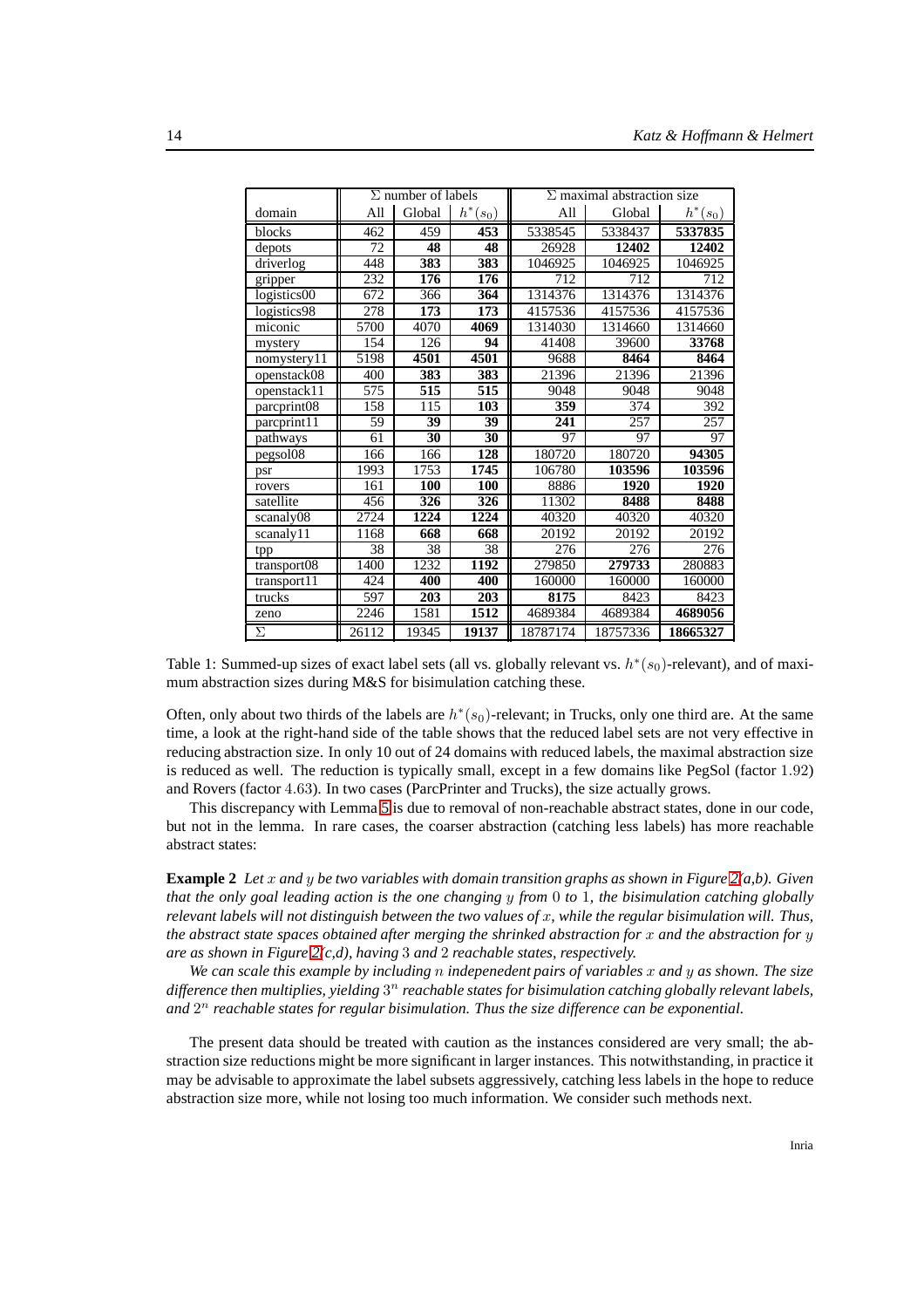| | Σ number of labels | | | Σ maximal abstraction size | | |
|---|---|---|---|---|---|---|
| domain | All | Global | $h^*(s_0)$ | All | Global | $h^*(s_0)$ |
| blocks | 462 | 459 | **453** | 5338545 | 5338437 | **5337835** |
| depots | 72 | **48** | **48** | 26928 | **12402** | **12402** |
| driverlog | 448 | **383** | **383** | 1046925 | 1046925 | 1046925 |
| gripper | 232 | **176** | **176** | 712 | 712 | 712 |
| logistics00 | 672 | 366 | **364** | 1314376 | 1314376 | 1314376 |
| logistics98 | 278 | **173** | **173** | 4157536 | 4157536 | 4157536 |
| miconic | 5700 | 4070 | **4069** | 1314030 | 1314660 | 1314660 |
| mystery | 154 | 126 | **94** | 41408 | 39600 | **33768** |
| nomystery11 | 5198 | **4501** | **4501** | 9688 | **8464** | **8464** |
| openstack08 | 400 | **383** | **383** | 21396 | 21396 | 21396 |
| openstack11 | 575 | **515** | **515** | 9048 | 9048 | 9048 |
| parcprint08 | 158 | 115 | **103** | **359** | 374 | 392 |
| parcprint11 | 59 | **39** | **39** | **241** | 257 | 257 |
| pathways | 61 | **30** | **30** | 97 | 97 | 97 |
| pegsol08 | 166 | 166 | **128** | 180720 | 180720 | **94305** |
| psr | 1993 | 1753 | **1745** | 106780 | **103596** | **103596** |
| rovers | 161 | **100** | **100** | 8886 | **1920** | **1920** |
| satellite | 456 | **326** | **326** | 11302 | **8488** | **8488** |
| scanaly08 | 2724 | **1224** | **1224** | 40320 | 40320 | 40320 |
| scanaly11 | 1168 | **668** | **668** | 20192 | 20192 | 20192 |
| tpp | 38 | 38 | 38 | 276 | 276 | 276 |
| transport08 | 1400 | 1232 | **1192** | 279850 | **279733** | 280883 |
| transport11 | 424 | **400** | **400** | 160000 | 160000 | 160000 |
| trucks | 597 | **203** | **203** | **8175** | 8423 | 8423 |
| zeno | 2246 | 1581 | **1512** | 4689384 | 4689384 | **4689056** |
| Σ | 26112 | 19345 | **19137** | 18787174 | 18757336 | **18665327** |

Table 1: Summed-up sizes of exact label sets (all vs. globally relevant vs. $h^*(s_0)$-relevant), and of maximum abstraction sizes during M&S for bisimulation catching these.

Often, only about two thirds of the labels are $h^*(s_0)$-relevant; in Trucks, only one third are. At the same time, a look at the right-hand side of the table shows that the reduced label sets are not very effective in reducing abstraction size. In only 10 out of 24 domains with reduced labels, the maximal abstraction size is reduced as well. The reduction is typically small, except in a few domains like PegSol (factor 1.92) and Rovers (factor 4.63). In two cases (ParcPrinter and Trucks), the size actually grows.

This discrepancy with Lemma 5 is due to removal of non-reachable abstract states, done in our code, but not in the lemma. In rare cases, the coarser abstraction (catching less labels) has more reachable abstract states:

**Example 2** *Let $x$ and $y$ be two variables with domain transition graphs as shown in Figure 2(a,b). Given that the only goal leading action is the one changing $y$ from 0 to 1, the bisimulation catching globally relevant labels will not distinguish between the two values of $x$, while the regular bisimulation will. Thus, the abstract state spaces obtained after merging the shrinked abstraction for $x$ and the abstraction for $y$ are as shown in Figure 2(c,d), having 3 and 2 reachable states, respectively.*

*We can scale this example by including $n$ indepenedent pairs of variables $x$ and $y$ as shown. The size difference then multiplies, yielding $3^n$ reachable states for bisimulation catching globally relevant labels, and $2^n$ reachable states for regular bisimulation. Thus the size difference can be exponential.*

The present data should be treated with caution as the instances considered are very small; the abstraction size reductions might be more significant in larger instances. This notwithstanding, in practice it may be advisable to approximate the label subsets aggressively, catching less labels in the hope to reduce abstraction size more, while not losing too much information. We consider such methods next.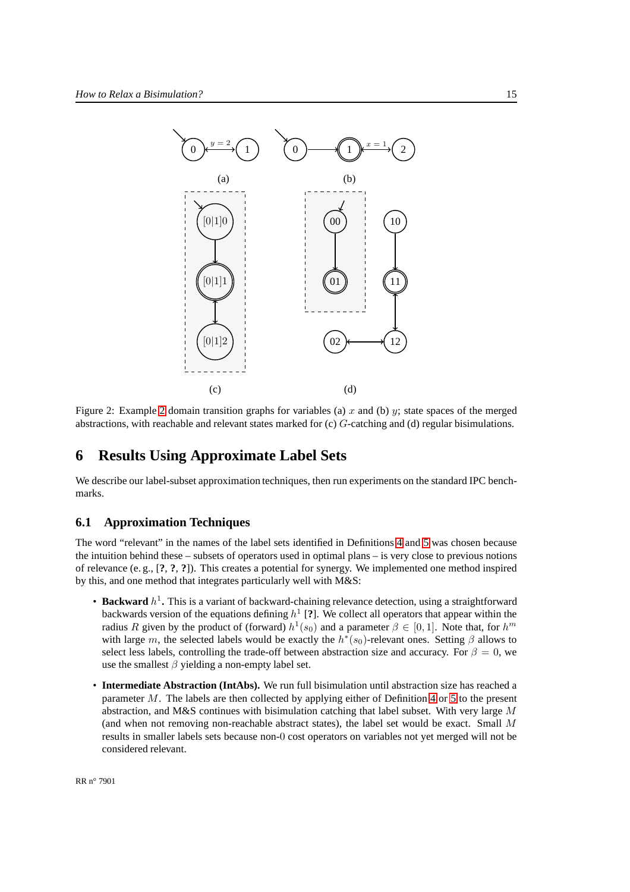Figure 2: Example 2 domain transition graphs for variables (a) $x$ and (b) $y$; state spaces of the merged abstractions, with reachable and relevant states marked for (c) $G$-catching and (d) regular bisimulations.

## 6 Results Using Approximate Label Sets

We describe our label-subset approximation techniques, then run experiments on the standard IPC benchmarks.

### 6.1 Approximation Techniques

The word "relevant" in the names of the label sets identified in Definitions 4 and 5 was chosen because the intuition behind these – subsets of operators used in optimal plans – is very close to previous notions of relevance (e. g., [**?**, **?**, **?**]). This creates a potential for synergy. We implemented one method inspired by this, and one method that integrates particularly well with M&S:

- **Backward $h^1$.** This is a variant of backward-chaining relevance detection, using a straightforward backwards version of the equations defining $h^1$ [**?**]. We collect all operators that appear within the radius $R$ given by the product of (forward) $h^1(s_0)$ and a parameter $\beta \in [0, 1]$. Note that, for $h^m$ with large $m$, the selected labels would be exactly the $h^*(s_0)$-relevant ones. Setting $\beta$ allows to select less labels, controlling the trade-off between abstraction size and accuracy. For $\beta = 0$, we use the smallest $\beta$ yielding a non-empty label set.
- **Intermediate Abstraction (IntAbs).** We run full bisimulation until abstraction size has reached a parameter $M$. The labels are then collected by applying either of Definition 4 or 5 to the present abstraction, and M&S continues with bisimulation catching that label subset. With very large $M$ (and when not removing non-reachable abstract states), the label set would be exact. Small $M$ results in smaller labels sets because non-0 cost operators on variables not yet merged will not be considered relevant.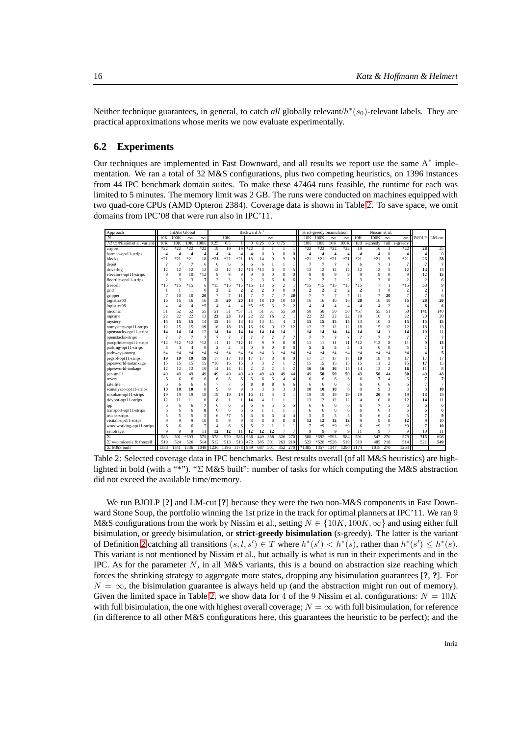Neither technique guarantees, in general, to catch *all* globally relevant/$h^*(s_0)$-relevant labels. They are practical approximations whose merits we now evaluate experimentally.

## 6.2 Experiments

Our techniques are implemented in Fast Downward, and all results we report use the same A* implementation. We ran a total of 32 M&S configurations, plus two competing heuristics, on 1396 instances from 44 IPC benchmark domain suites. To make these 47464 runs feasible, the runtime for each was limited to 5 minutes. The memory limit was 2 GB. The runs were conducted on machines equipped with two quad-core CPUs (AMD Opteron 2384). Coverage data is shown in Table 2. To save space, we omit domains from IPC'08 that were run also in IPC'11.

| Approach | IntAbs Global | | | | Backward $h^1$ | | | | | | | | strict-greedy bisimulation | | | | Nissim et al. | | | | BJOLP | LM-cut |
|---|---|---|---|---|---|---|---|---|---|---|---|---|---|---|---|---|---|---|---|---|---|---|
| $N$ | 10K | 100K | ∞ | ∞ | 10K | | | ∞ | | | | | 10K | 100K | ∞ | ∞ | 10K | 100K | ∞ | | | |
| $M/\beta$/Nissim et al. variant | 10K | 10K | 10K | 100K | 0.25 | 0.5 | 1 | 0 | 0.25 | 0.5 | 0.75 | 1 | 10K | 10K | 10K | 100K | full | s-greedy | full | s-greedy | | |
| airport | *22 | *22 | *22 | *22 | 19 | 19 | 19 | *22 | 3 | 1 | 1 | 1 | *22 | *22 | *22 | *22 | 19 | 16 | 1 | *22 | 28 | 25 |
| barman-opt11-strips | 4 | 4 | 4 | 4 | 4 | 4 | 4 | 4 | 0 | 0 | 0 | 0 | 4 | 4 | 4 | 4 | 4 | 4 | 0 | 4 | 4 | 0 |
| blocks | *21 | *21 | *21 | 18 | *21 | *21 | *21 | 18 | 14 | 9 | 9 | 9 | *21 | *21 | *21 | *21 | *21 | *21 | 9 | *21 | 26 | 28 |
| depot | 7 | 7 | 7 | 6 | 6 | 6 | 6 | 6 | 6 | 1 | 1 | 1 | 7 | 7 | 7 | 7 | 6 | 7 | 1 | 7 | 7 | 7 |
| driverlog | 12 | 12 | 12 | 12 | 12 | 12 | 12 | *13 | *13 | 6 | 5 | 5 | 12 | 12 | 12 | 12 | 12 | 12 | 5 | 12 | 14 | 13 |
| elevators-opt11-strips | 9 | 9 | 10 | *12 | 9 | 9 | 9 | 9 | 0 | 0 | 0 | 0 | 9 | 9 | 9 | 9 | 9 | 9 | 0 | 9 | 12 | 15 |
| floortile-opt11-strips | 2 | 3 | 3 | 7 | 2 | 3 | 3 | 2 | 3 | 6 | 6 | 6 | 2 | 2 | 2 | 2 | 3 | 3 | 6 | 2 | 2 | 6 |
| freecell | *15 | *15 | *15 | 6 | *15 | *15 | *15 | *15 | 13 | 6 | 2 | 1 | *15 | *15 | *15 | *15 | *15 | 7 | 1 | *15 | 53 | 9 |
| grid | 1 | 1 | 1 | 0 | 2 | 2 | 2 | 2 | 2 | 0 | 0 | 0 | 2 | 2 | 2 | 2 | 2 | 1 | 0 | 2 | 2 | 1 |
| gripper | 7 | 10 | 10 | 20 | 7 | 7 | 11 | 7 | 7 | 7 | 7 | 20 | 7 | 7 | 7 | 7 | 11 | 7 | 20 | 7 | 7 | 6 |
| logistics00 | 16 | 16 | 16 | 16 | 18 | 20 | 20 | 18 | 18 | 10 | 10 | 10 | 16 | 16 | 16 | 16 | 20 | 16 | 10 | 16 | 20 | 20 |
| logistics98 | 4 | 4 | 4 | *5 | 4 | 4 | 4 | *5 | *5 | 3 | 2 | 2 | 4 | 4 | 4 | 4 | 4 | 4 | 2 | 4 | 6 | 6 |
| miconic | 51 | 52 | 52 | 55 | 51 | 51 | *57 | 51 | 51 | 51 | 55 | 50 | 50 | 50 | 50 | 50 | *57 | 55 | 51 | 50 | 141 | 140 |
| mprime | 22 | 22 | 22 | 13 | 23 | 23 | 19 | 22 | 22 | 16 | 2 | 1 | 22 | 22 | 22 | 22 | 19 | 10 | 1 | 22 | 20 | 20 |
| mystery | 15 | 15 | 15 | 14 | 15 | 14 | 13 | 13 | 13 | 11 | 4 | 3 | 15 | 15 | 15 | 15 | 13 | 10 | 3 | 15 | 15 | 15 |
| nomystery-opt11-strips | 12 | 15 | 15 | 19 | 16 | 18 | 18 | 16 | 16 | 9 | 12 | 12 | 12 | 12 | 12 | 12 | 18 | 15 | 12 | 12 | 18 | 13 |
| openstacks-opt11-strips | 14 | 14 | 14 | 12 | 14 | 14 | 14 | 14 | 14 | 14 | 14 | 1 | 14 | 14 | 14 | 14 | 14 | 14 | 1 | 14 | 10 | 11 |
| openstacks-strips | 7 | 7 | 7 | 7 | 7 | 7 | 7 | 7 | 7 | 7 | 7 | 7 | 7 | 7 | 7 | 7 | 7 | 7 | 7 | 7 | 7 | 7 |
| parcprinter-opt11-strips | *12 | *12 | *12 | *12 | 11 | 11 | *12 | 11 | 9 | 9 | 8 | 8 | 11 | 11 | 11 | 11 | *12 | *12 | 8 | 11 | 9 | 13 |
| parking-opt11-strips | 5 | 4 | 4 | 0 | 2 | 2 | 3 | 0 | 0 | 0 | 0 | 0 | 5 | 5 | 5 | 5 | 3 | 0 | 0 | 5 | 1 | 1 |
| pathways-noneg | *4 | *4 | *4 | *4 | *4 | *4 | *4 | *4 | *4 | 3 | *4 | *4 | *4 | *4 | *4 | *4 | *4 | *4 | *4 | *4 | 4 | 5 |
| pegsol-opt11-strips | 19 | 19 | 19 | 19 | 17 | 17 | 18 | 17 | 17 | 8 | 8 | 0 | 17 | 17 | 17 | 17 | 19 | 18 | 0 | 17 | 17 | 17 |
| pipesworld-notankage | 15 | 15 | 15 | 15 | *16 | 15 | 15 | 3 | 3 | 2 | 1 | 2 | 15 | 15 | 15 | 15 | 15 | 11 | 2 | 15 | 17 | 15 |
| pipesworld-tankage | 12 | 12 | 12 | 10 | 14 | 14 | 14 | 2 | 2 | 2 | 1 | 2 | 16 | 16 | 16 | 15 | 14 | 13 | 2 | 16 | 11 | 8 |
| psr-small | 49 | 49 | 49 | 49 | 49 | 49 | 49 | 49 | 49 | 49 | 49 | 44 | 49 | 50 | 50 | 50 | 49 | 50 | 44 | 50 | 49 | 48 |
| rovers | 6 | 6 | 6 | 6 | 6 | 6 | 6 | 6 | 6 | 6 | 4 | 4 | 6 | 6 | 6 | 6 | 6 | 7 | 4 | 6 | 7 | 7 |
| satellite | 6 | 6 | 6 | 6 | 7 | 7 | 6 | 8 | 8 | 8 | 6 | 6 | 6 | 6 | 6 | 6 | 6 | 6 | 6 | 6 | 7 | 7 |
| scanalyzer-opt11-strips | 10 | 10 | 10 | 8 | 9 | 9 | 9 | 3 | 3 | 3 | 3 | 3 | 10 | 10 | 10 | 6 | 9 | 9 | 3 | 3 | 3 | 10 |
| sokoban-opt11-strips | 19 | 19 | 19 | 18 | 19 | 19 | 19 | 16 | 11 | 5 | 3 | 1 | 19 | 19 | 19 | 19 | 19 | 20 | 0 | 19 | 18 | 19 |
| tidybot-opt11-strips | 12 | 11 | 11 | 0 | 8 | 1 | 1 | 14 | 4 | 1 | 1 | 1 | 13 | 12 | 12 | 12 | 4 | 0 | 0 | 12 | 14 | 11 |
| tpp | 6 | 6 | 6 | 7 | 6 | 6 | 6 | 6 | 6 | 5 | 5 | 5 | 6 | 6 | 6 | 6 | 6 | 7 | 5 | 6 | 6 | 6 |
| transport-opt11-strips | 6 | 6 | 6 | 8 | 6 | 6 | 6 | 6 | 1 | 1 | 1 | 1 | 6 | 6 | 6 | 6 | 6 | 6 | 1 | 6 | 6 | 6 |
| trucks-strips | 5 | 5 | 5 | 5 | 6 | *7 | 5 | 6 | 6 | 6 | 4 | 4 | 5 | 5 | 5 | 5 | 6 | 6 | 4 | 5 | 7 | 9 |
| visitall-opt11-strips | 9 | 9 | 9 | 10 | 9 | 9 | 9 | 8 | 8 | 8 | 8 | 8 | 12 | 12 | 12 | 12 | 9 | 9 | 8 | 12 | 9 | 10 |
| woodworking-opt11-strips | 6 | 6 | 6 | 7 | 4 | 6 | 6 | 5 | 2 | 1 | 1 | 1 | 7 | *9 | *9 | *9 | 6 | *9 | 2 | *9 | 7 | 10 |
| zenotravel | 9 | 9 | 9 | 11 | 12 | 12 | 11 | 12 | 12 | 12 | 7 | 7 | 9 | 9 | 9 | 9 | 11 | 9 | 7 | 9 | 10 | 11 |
| Σ | 585 | 591 | *593 | 575 | 578 | 579 | 585 | 538 | 449 | 358 | 320 | 270 | 588 | *593 | *593 | 584 | 591 | 547 | 270 | 579 | 715 | 698 |
| Σ w/o miconic & freecell | 519 | 524 | 526 | 514 | 512 | 513 | 513 | 472 | 385 | 301 | 263 | 219 | 523 | *528 | *528 | 519 | 519 | 485 | 218 | 514 | 521 | 549 |
| Σ M&S built | 1383 | 1341 | 1336 | 1049 | 1236 | 1196 | 1178 | 989 | 687 | 501 | 352 | 270 | *1385 | 1357 | 1347 | 1290 | 1174 | 1018 | 270 | 1264 | | |

Table 2: Selected coverage data in IPC benchmarks. Best results overall (of all M&S heuristics) are highlighted in bold (with a "*"). "Σ M&S built": number of tasks for which computing the M&S abstraction did not exceed the available time/memory.

We run BJOLP [?] and LM-cut [?] because they were the two non-M&S components in Fast Downward Stone Soup, the portfolio winning the 1st prize in the track for optimal planners at IPC'11. We ran 9 M&S configurations from the work by Nissim et al., setting $N \in \{10K, 100K, \infty\}$ and using either full bisimulation, or greedy bisimulation, or **strict-greedy bisimulation** (s-greedy). The latter is the variant of Definition 2 catching all transitions $(s, l, s') \in T$ where $h^*(s') < h^*(s)$, rather than $h^*(s') \leq h^*(s)$. This variant is not mentioned by Nissim et al., but actually is what is run in their experiments and in the IPC. As for the parameter $N$, in all M&S variants, this is a bound on abstraction size reaching which forces the shrinking strategy to aggregate more states, dropping any bisimulation guarantees [?, ?]. For $N = \infty$, the bisimulation guarantee is always held up (and the abstraction might run out of memory). Given the limited space in Table 2, we show data for 4 of the 9 Nissim et al. configurations: $N = 10K$ with full bisimulation, the one with highest overall coverage; $N = \infty$ with full bisimulation, for reference (in difference to all other M&S configurations here, this guarantees the heuristic to be perfect); and the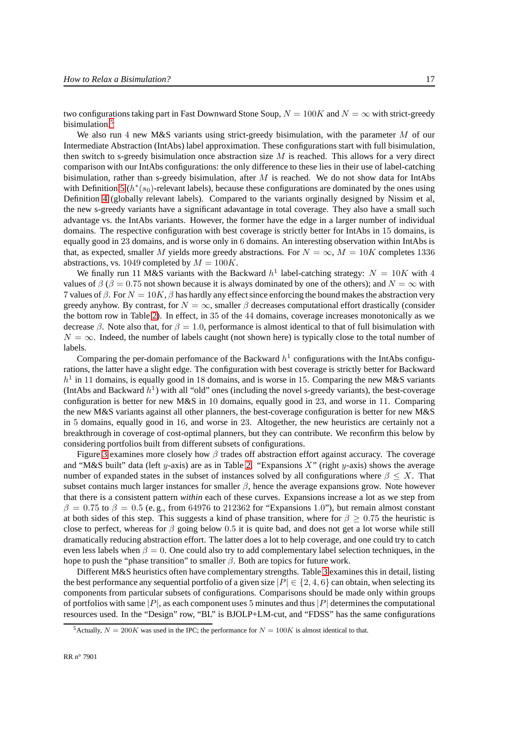two configurations taking part in Fast Downward Stone Soup, $N = 100K$ and $N = \infty$ with strict-greedy bisimulation.[5]

We also run 4 new M&S variants using strict-greedy bisimulation, with the parameter $M$ of our Intermediate Abstraction (IntAbs) label approximation. These configurations start with full bisimulation, then switch to s-greedy bisimulation once abstraction size $M$ is reached. This allows for a very direct comparison with our IntAbs configurations: the only difference to these lies in their use of label-catching bisimulation, rather than s-greedy bisimulation, after $M$ is reached. We do not show data for IntAbs with Definition 5 ($h^*(s_0)$-relevant labels), because these configurations are dominated by the ones using Definition 4 (globally relevant labels). Compared to the variants orginally designed by Nissim et al, the new s-greedy variants have a significant adavantage in total coverage. They also have a small such advantage vs. the IntAbs variants. However, the former have the edge in a larger number of individual domains. The respective configuration with best coverage is strictly better for IntAbs in 15 domains, is equally good in 23 domains, and is worse only in 6 domains. An interesting observation within IntAbs is that, as expected, smaller $M$ yields more greedy abstractions. For $N = \infty$, $M = 10K$ completes 1336 abstractions, vs. 1049 completed by $M = 100K$.

We finally run 11 M&S variants with the Backward $h^1$ label-catching strategy: $N = 10K$ with 4 values of $\beta$ ($\beta = 0.75$ not shown because it is always dominated by one of the others); and $N = \infty$ with 7 values of $\beta$. For $N = 10K$, $\beta$ has hardly any effect since enforcing the bound makes the abstraction very greedy anyhow. By contrast, for $N = \infty$, smaller $\beta$ decreases computational effort drastically (consider the bottom row in Table 2). In effect, in 35 of the 44 domains, coverage increases monotonically as we decrease $\beta$. Note also that, for $\beta = 1.0$, performance is almost identical to that of full bisimulation with $N = \infty$. Indeed, the number of labels caught (not shown here) is typically close to the total number of labels.

Comparing the per-domain perfomance of the Backward $h^1$ configurations with the IntAbs configurations, the latter have a slight edge. The configuration with best coverage is strictly better for Backward $h^1$ in 11 domains, is equally good in 18 domains, and is worse in 15. Comparing the new M&S variants (IntAbs and Backward $h^1$) with all "old" ones (including the novel s-greedy variants), the best-coverage configuration is better for new M&S in 10 domains, equally good in 23, and worse in 11. Comparing the new M&S variants against all other planners, the best-coverage configuration is better for new M&S in 5 domains, equally good in 16, and worse in 23. Altogether, the new heuristics are certainly not a breakthrough in coverage of cost-optimal planners, but they can contribute. We reconfirm this below by considering portfolios built from different subsets of configurations.

Figure 3 examines more closely how $\beta$ trades off abstraction effort against accuracy. The coverage and "M&S built" data (left $y$-axis) are as in Table 2. "Expansions $X$" (right $y$-axis) shows the average number of expanded states in the subset of instances solved by all configurations where $\beta \leq X$. That subset contains much larger instances for smaller $\beta$, hence the average expansions grow. Note however that there is a consistent pattern *within* each of these curves. Expansions increase a lot as we step from $\beta = 0.75$ to $\beta = 0.5$ (e. g., from 64976 to 212362 for "Expansions 1.0"), but remain almost constant at both sides of this step. This suggests a kind of phase transition, where for $\beta \geq 0.75$ the heuristic is close to perfect, whereas for $\beta$ going below 0.5 it is quite bad, and does not get a lot worse while still dramatically reducing abstraction effort. The latter does a lot to help coverage, and one could try to catch even less labels when $\beta = 0$. One could also try to add complementary label selection techniques, in the hope to push the "phase transition" to smaller $\beta$. Both are topics for future work.

Different M&S heuristics often have complementary strengths. Table 3 examines this in detail, listing the best performance any sequential portfolio of a given size $|P| \in \{2, 4, 6\}$ can obtain, when selecting its components from particular subsets of configurations. Comparisons should be made only within groups of portfolios with same $|P|$, as each component uses 5 minutes and thus $|P|$ determines the computational resources used. In the "Design" row, "BL" is BJOLP+LM-cut, and "FDSS" has the same configurations

[5] Actually, $N = 200K$ was used in the IPC; the performance for $N = 100K$ is almost identical to that.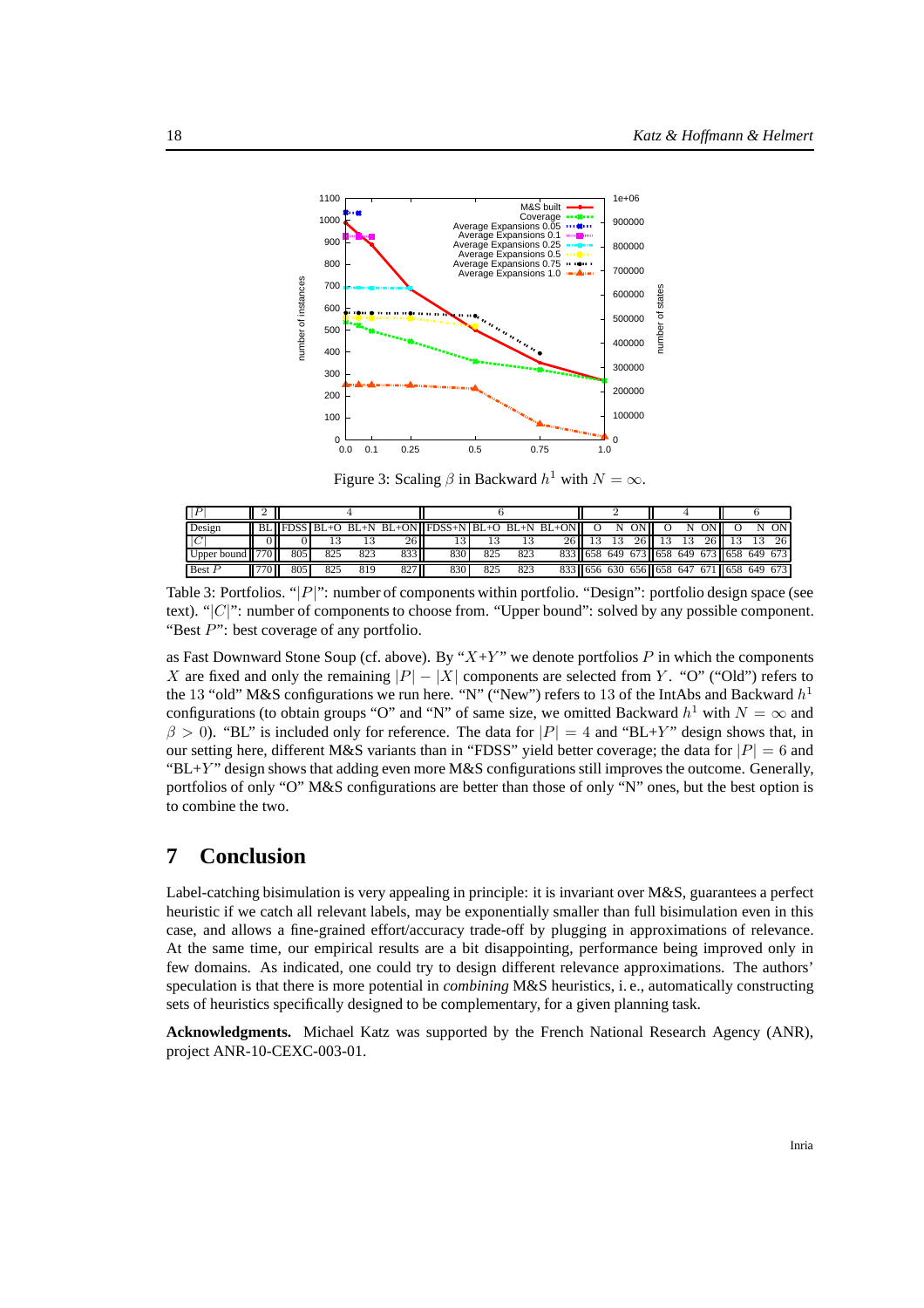Figure 3: Scaling $\beta$ in Backward $h^1$ with $N = \infty$.

| $\|P\|$ | 2 | 4 | | | | 6 | | | | 2 | | | 4 | | | 6 | | |
|---|---|---|---|---|---|---|---|---|---|---|---|---|---|---|---|---|---|---|
| Design | BL | FDSS | BL+O | BL+N | BL+ON | FDSS+N | BL+O | BL+N | BL+ON | O | N | ON | O | N | ON | O | N | ON |
| $\|C\|$ | 0 | 0 | 13 | 13 | 26 | 13 | 13 | 13 | 26 | 13 | 13 | 26 | 13 | 13 | 26 | 13 | 13 | 26 |
| Upper bound | 770 | 805 | 825 | 823 | 833 | 830 | 825 | 823 | 833 | 658 | 649 | 673 | 658 | 649 | 673 | 658 | 649 | 673 |
| Best $P$ | 770 | 805 | 825 | 819 | 827 | 830 | 825 | 823 | 833 | 656 | 630 | 656 | 658 | 647 | 671 | 658 | 649 | 673 |

Table 3: Portfolios. "$|P|$": number of components within portfolio. "Design": portfolio design space (see text). "$|C|$": number of components to choose from. "Upper bound": solved by any possible component. "Best $P$": best coverage of any portfolio.

as Fast Downward Stone Soup (cf. above). By "$X$+$Y$" we denote portfolios $P$ in which the components $X$ are fixed and only the remaining $|P| - |X|$ components are selected from $Y$. "O" ("Old") refers to the 13 "old" M&S configurations we run here. "N" ("New") refers to 13 of the IntAbs and Backward $h^1$ configurations (to obtain groups "O" and "N" of same size, we omitted Backward $h^1$ with $N = \infty$ and $\beta > 0$). "BL" is included only for reference. The data for $|P| = 4$ and "BL+$Y$" design shows that, in our setting here, different M&S variants than in "FDSS" yield better coverage; the data for $|P| = 6$ and "BL+$Y$" design shows that adding even more M&S configurations still improves the outcome. Generally, portfolios of only "O" M&S configurations are better than those of only "N" ones, but the best option is to combine the two.

## 7 Conclusion

Label-catching bisimulation is very appealing in principle: it is invariant over M&S, guarantees a perfect heuristic if we catch all relevant labels, may be exponentially smaller than full bisimulation even in this case, and allows a fine-grained effort/accuracy trade-off by plugging in approximations of relevance. At the same time, our empirical results are a bit disappointing, performance being improved only in few domains. As indicated, one could try to design different relevance approximations. The authors' speculation is that there is more potential in *combining* M&S heuristics, i. e., automatically constructing sets of heuristics specifically designed to be complementary, for a given planning task.

**Acknowledgments.** Michael Katz was supported by the French National Research Agency (ANR), project ANR-10-CEXC-003-01.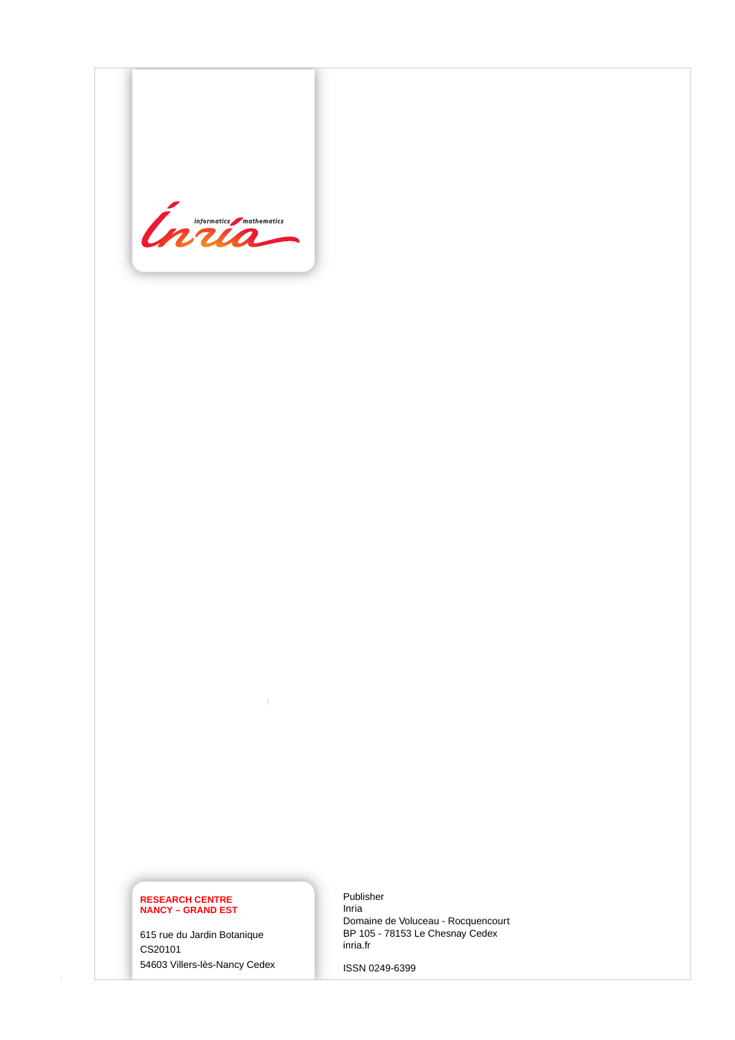**RESEARCH CENTRE**
**NANCY – GRAND EST**

615 rue du Jardin Botanique
CS20101
54603 Villers-lès-Nancy Cedex

Publisher
Inria
Domaine de Voluceau - Rocquencourt
BP 105 - 78153 Le Chesnay Cedex
inria.fr

ISSN 0249-6399